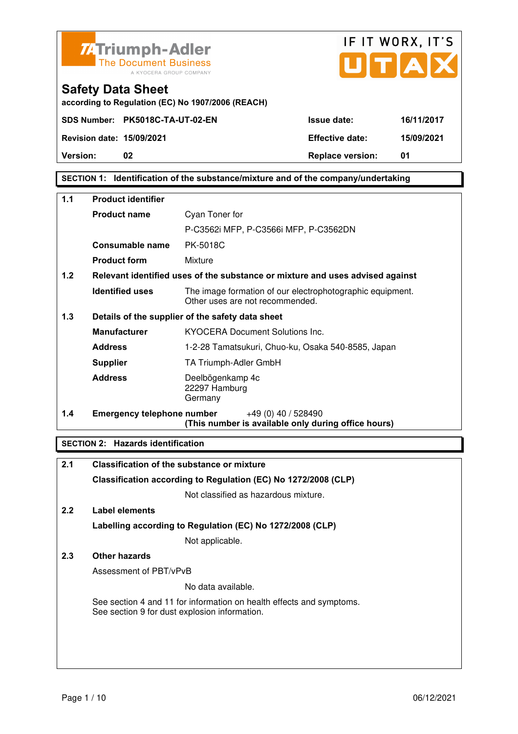TA Triumph-Adler
The Document Business
A KYOCERA GROUP COMPANY

IF IT WORX, IT'S UTAX

# Safety Data Sheet

**according to Regulation (EC) No 1907/2006 (REACH)**

| | | | |
|---|---|---|---|
| **SDS Number:** | **PK5018C-TA-UT-02-EN** | **Issue date:** | **16/11/2017** |
| **Revision date:** | **15/09/2021** | **Effective date:** | **15/09/2021** |
| **Version:** | **02** | **Replace version:** | **01** |

## SECTION 1: Identification of the substance/mixture and of the company/undertaking

| | | |
|---|---|---|
| **1.1** | **Product identifier** | |
| | **Product name** | Cyan Toner for<br>P-C3562i MFP, P-C3566i MFP, P-C3562DN |
| | **Consumable name** | PK-5018C |
| | **Product form** | Mixture |
| **1.2** | **Relevant identified uses of the substance or mixture and uses advised against** | |
| | **Identified uses** | The image formation of our electrophotographic equipment.<br>Other uses are not recommended. |
| **1.3** | **Details of the supplier of the safety data sheet** | |
| | **Manufacturer** | KYOCERA Document Solutions Inc. |
| | **Address** | 1-2-28 Tamatsukuri, Chuo-ku, Osaka 540-8585, Japan |
| | **Supplier** | TA Triumph-Adler GmbH |
| | **Address** | Deelbögenkamp 4c<br>22297 Hamburg<br>Germany |
| **1.4** | **Emergency telephone number** | +49 (0) 40 / 528490<br>**(This number is available only during office hours)** |

## SECTION 2: Hazards identification

**2.1 Classification of the substance or mixture**

**Classification according to Regulation (EC) No 1272/2008 (CLP)**

Not classified as hazardous mixture.

**2.2 Label elements**

**Labelling according to Regulation (EC) No 1272/2008 (CLP)**

Not applicable.

**2.3 Other hazards**

Assessment of PBT/vPvB

No data available.

See section 4 and 11 for information on health effects and symptoms.
See section 9 for dust explosion information.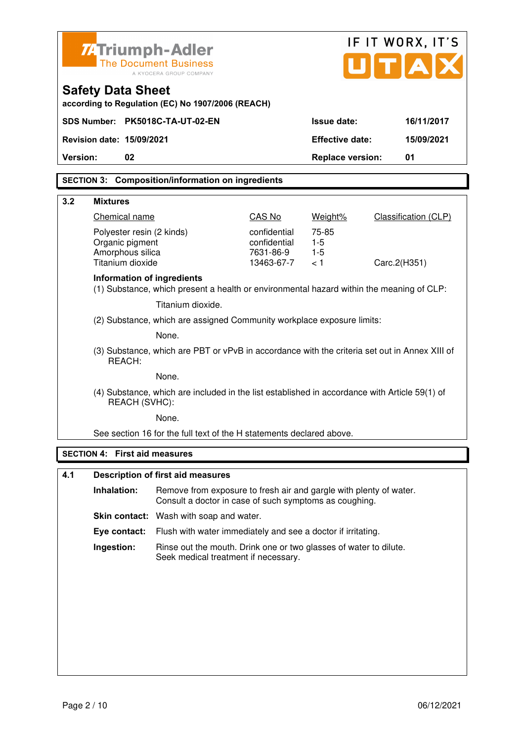## SECTION 3: Composition/information on ingredients

### 3.2 Mixtures

| Chemical name | CAS No | Weight% | Classification (CLP) |
|---|---|---|---|
| Polyester resin (2 kinds) | confidential | 75-85 | |
| Organic pigment | confidential | 1-5 | |
| Amorphous silica | 7631-86-9 | 1-5 | |
| Titanium dioxide | 13463-67-7 | < 1 | Carc.2(H351) |

**Information of ingredients**

(1) Substance, which present a health or environmental hazard within the meaning of CLP:

Titanium dioxide.

(2) Substance, which are assigned Community workplace exposure limits:

None.

(3) Substance, which are PBT or vPvB in accordance with the criteria set out in Annex XIII of REACH:

None.

(4) Substance, which are included in the list established in accordance with Article 59(1) of REACH (SVHC):

None.

See section 16 for the full text of the H statements declared above.

## SECTION 4: First aid measures

### 4.1 Description of first aid measures

**Inhalation:** Remove from exposure to fresh air and gargle with plenty of water. Consult a doctor in case of such symptoms as coughing.

**Skin contact:** Wash with soap and water.

**Eye contact:** Flush with water immediately and see a doctor if irritating.

**Ingestion:** Rinse out the mouth. Drink one or two glasses of water to dilute. Seek medical treatment if necessary.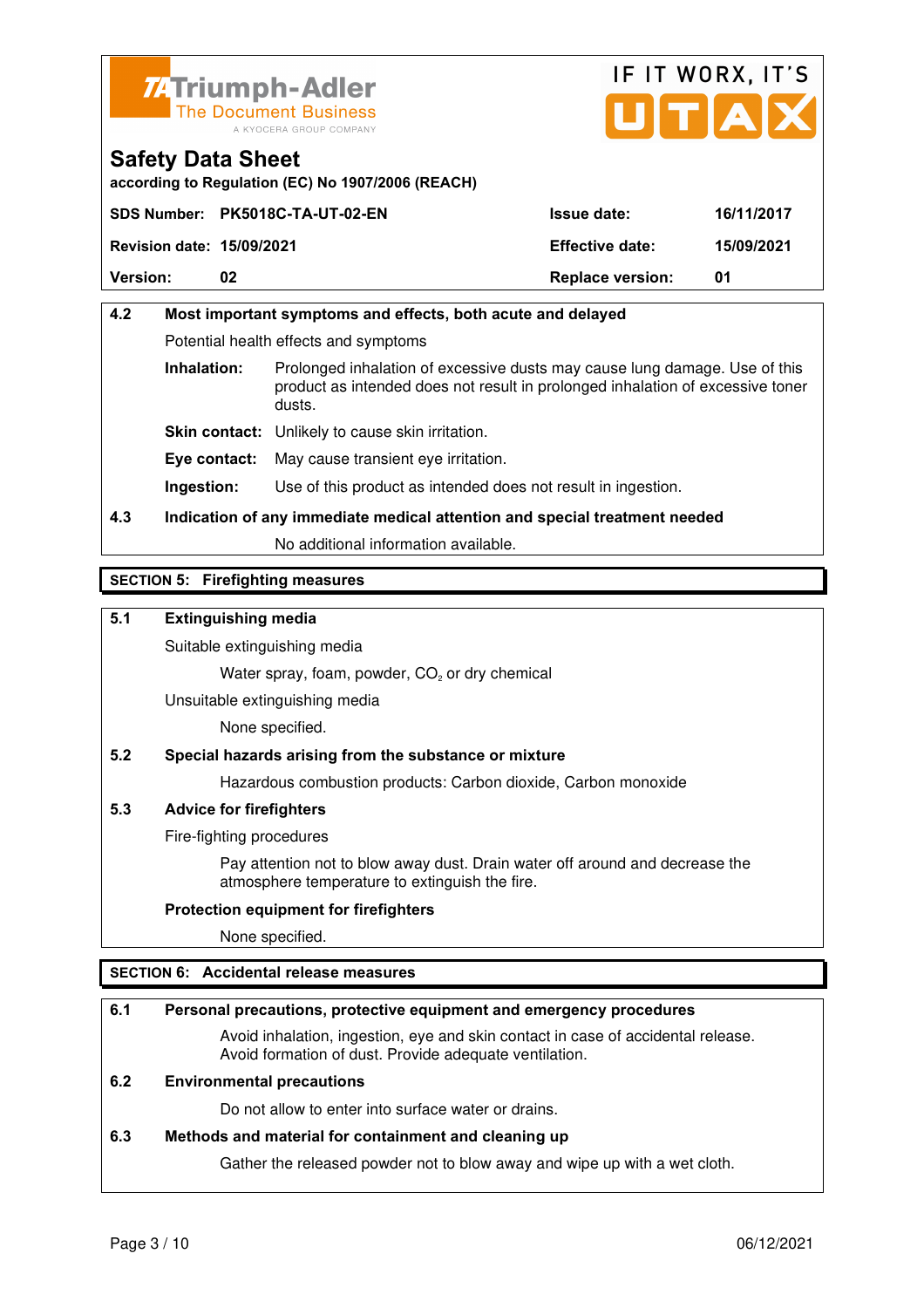| 4.2 | Most important symptoms and effects, both acute and delayed |
|---|---|

Potential health effects and symptoms

**Inhalation:** Prolonged inhalation of excessive dusts may cause lung damage. Use of this product as intended does not result in prolonged inhalation of excessive toner dusts.

**Skin contact:** Unlikely to cause skin irritation.

**Eye contact:** May cause transient eye irritation.

**Ingestion:** Use of this product as intended does not result in ingestion.

**4.3 Indication of any immediate medical attention and special treatment needed**

No additional information available.

## SECTION 5: Firefighting measures

**5.1 Extinguishing media**

Suitable extinguishing media

Water spray, foam, powder, $CO_2$ or dry chemical

Unsuitable extinguishing media

None specified.

**5.2 Special hazards arising from the substance or mixture**

Hazardous combustion products: Carbon dioxide, Carbon monoxide

**5.3 Advice for firefighters**

Fire-fighting procedures

Pay attention not to blow away dust. Drain water off around and decrease the atmosphere temperature to extinguish the fire.

**Protection equipment for firefighters**

None specified.

## SECTION 6: Accidental release measures

**6.1 Personal precautions, protective equipment and emergency procedures**

Avoid inhalation, ingestion, eye and skin contact in case of accidental release. Avoid formation of dust. Provide adequate ventilation.

**6.2 Environmental precautions**

Do not allow to enter into surface water or drains.

**6.3 Methods and material for containment and cleaning up**

Gather the released powder not to blow away and wipe up with a wet cloth.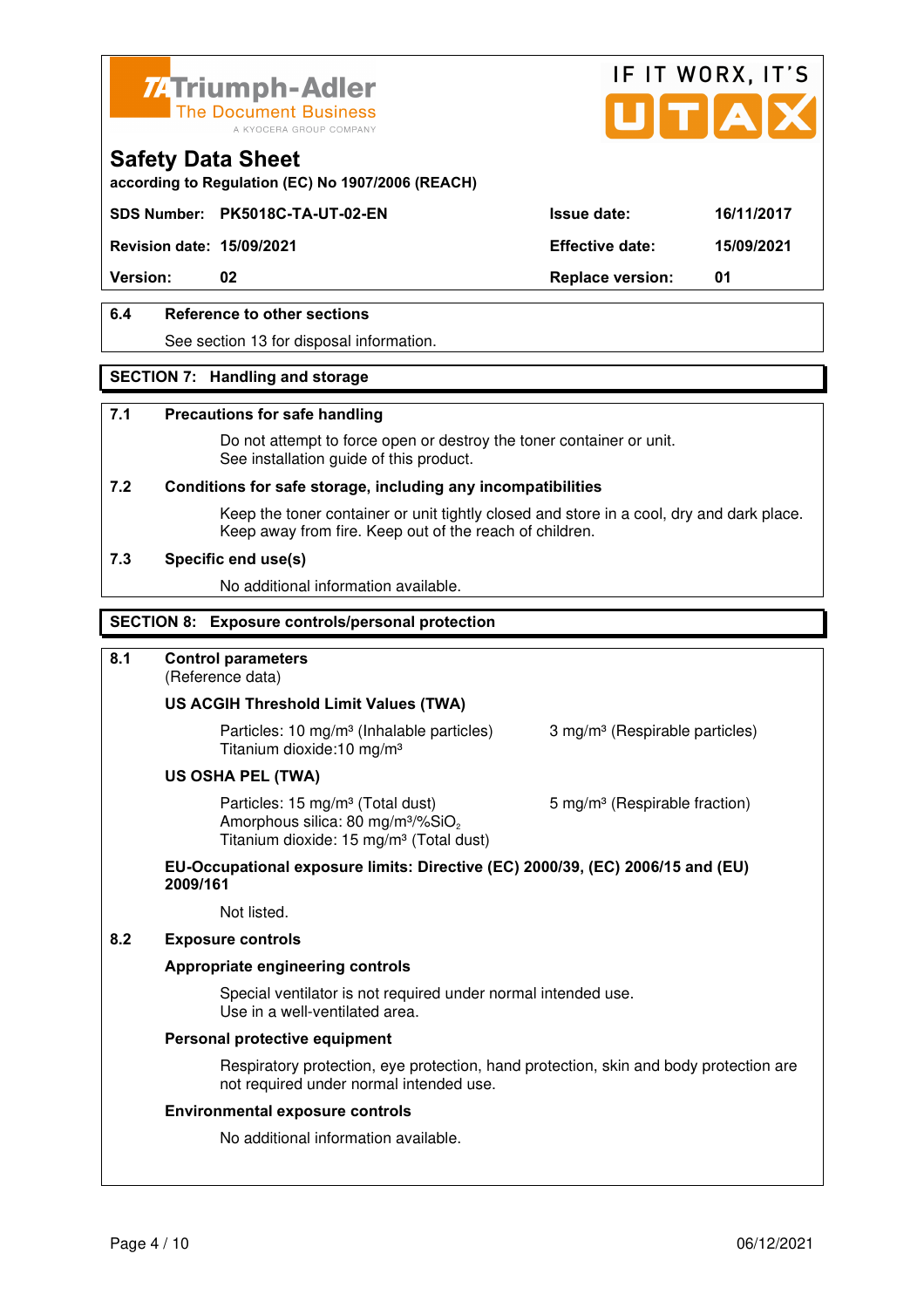**Safety Data Sheet**

according to Regulation (EC) No 1907/2006 (REACH)

| SDS Number: | PK5018C-TA-UT-02-EN | Issue date: | 16/11/2017 |
|---|---|---|---|
| Revision date: | 15/09/2021 | Effective date: | 15/09/2021 |
| Version: | 02 | Replace version: | 01 |

### 6.4 Reference to other sections

See section 13 for disposal information.

## SECTION 7: Handling and storage

### 7.1 Precautions for safe handling

Do not attempt to force open or destroy the toner container or unit.
See installation guide of this product.

### 7.2 Conditions for safe storage, including any incompatibilities

Keep the toner container or unit tightly closed and store in a cool, dry and dark place.
Keep away from fire. Keep out of the reach of children.

### 7.3 Specific end use(s)

No additional information available.

## SECTION 8: Exposure controls/personal protection

### 8.1 Control parameters

(Reference data)

**US ACGIH Threshold Limit Values (TWA)**

Particles: 10 mg/m³ (Inhalable particles) 3 mg/m³ (Respirable particles)
Titanium dioxide:10 mg/m³

**US OSHA PEL (TWA)**

Particles: 15 mg/m³ (Total dust) 5 mg/m³ (Respirable fraction)
Amorphous silica: 80 mg/m³/%$SiO_2$
Titanium dioxide: 15 mg/m³ (Total dust)

**EU-Occupational exposure limits: Directive (EC) 2000/39, (EC) 2006/15 and (EU) 2009/161**

Not listed.

### 8.2 Exposure controls

**Appropriate engineering controls**

Special ventilator is not required under normal intended use.
Use in a well-ventilated area.

**Personal protective equipment**

Respiratory protection, eye protection, hand protection, skin and body protection are not required under normal intended use.

**Environmental exposure controls**

No additional information available.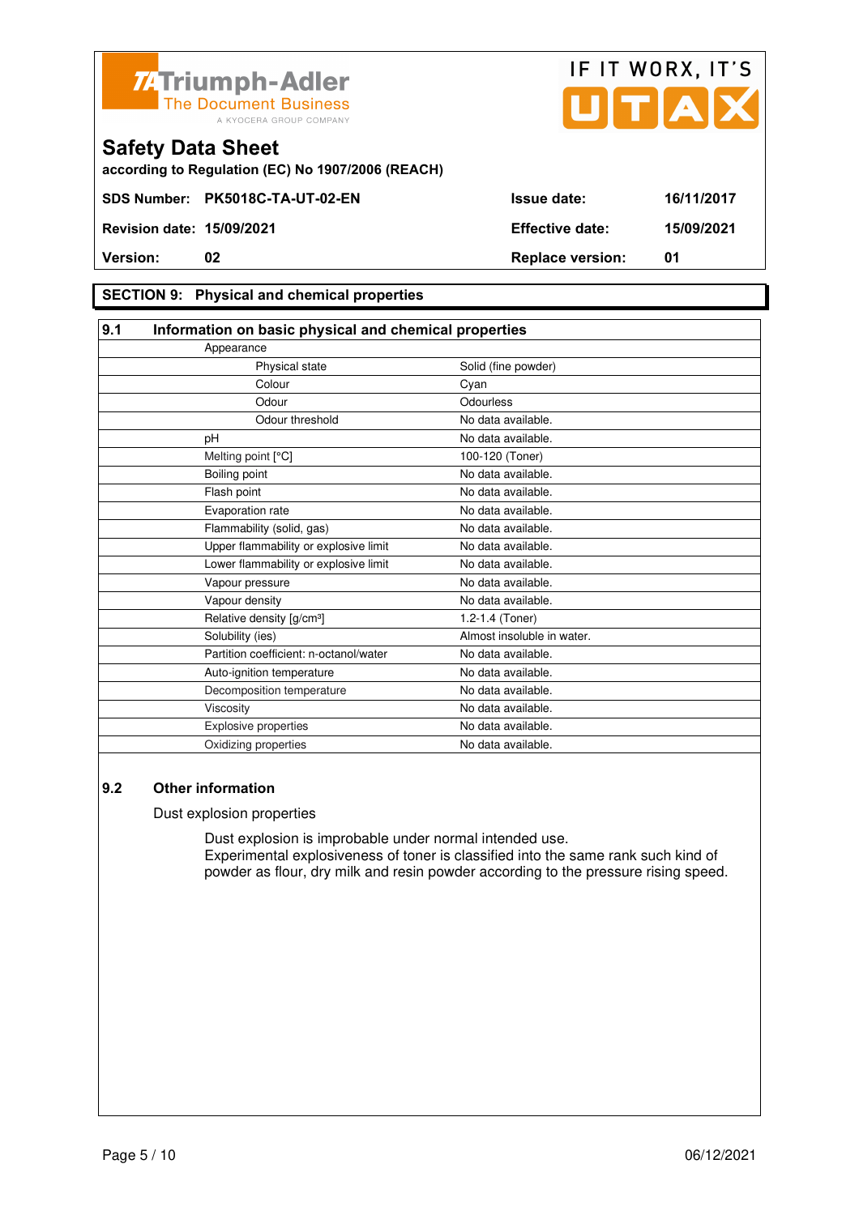## SECTION 9: Physical and chemical properties

### 9.1 Information on basic physical and chemical properties

| Property | Value |
|---|---|
| Appearance | |
| Physical state | Solid (fine powder) |
| Colour | Cyan |
| Odour | Odourless |
| Odour threshold | No data available. |
| pH | No data available. |
| Melting point [°C] | 100-120 (Toner) |
| Boiling point | No data available. |
| Flash point | No data available. |
| Evaporation rate | No data available. |
| Flammability (solid, gas) | No data available. |
| Upper flammability or explosive limit | No data available. |
| Lower flammability or explosive limit | No data available. |
| Vapour pressure | No data available. |
| Vapour density | No data available. |
| Relative density [g/cm³] | 1.2-1.4 (Toner) |
| Solubility (ies) | Almost insoluble in water. |
| Partition coefficient: n-octanol/water | No data available. |
| Auto-ignition temperature | No data available. |
| Decomposition temperature | No data available. |
| Viscosity | No data available. |
| Explosive properties | No data available. |
| Oxidizing properties | No data available. |

### 9.2 Other information

Dust explosion properties

Dust explosion is improbable under normal intended use.
Experimental explosiveness of toner is classified into the same rank such kind of powder as flour, dry milk and resin powder according to the pressure rising speed.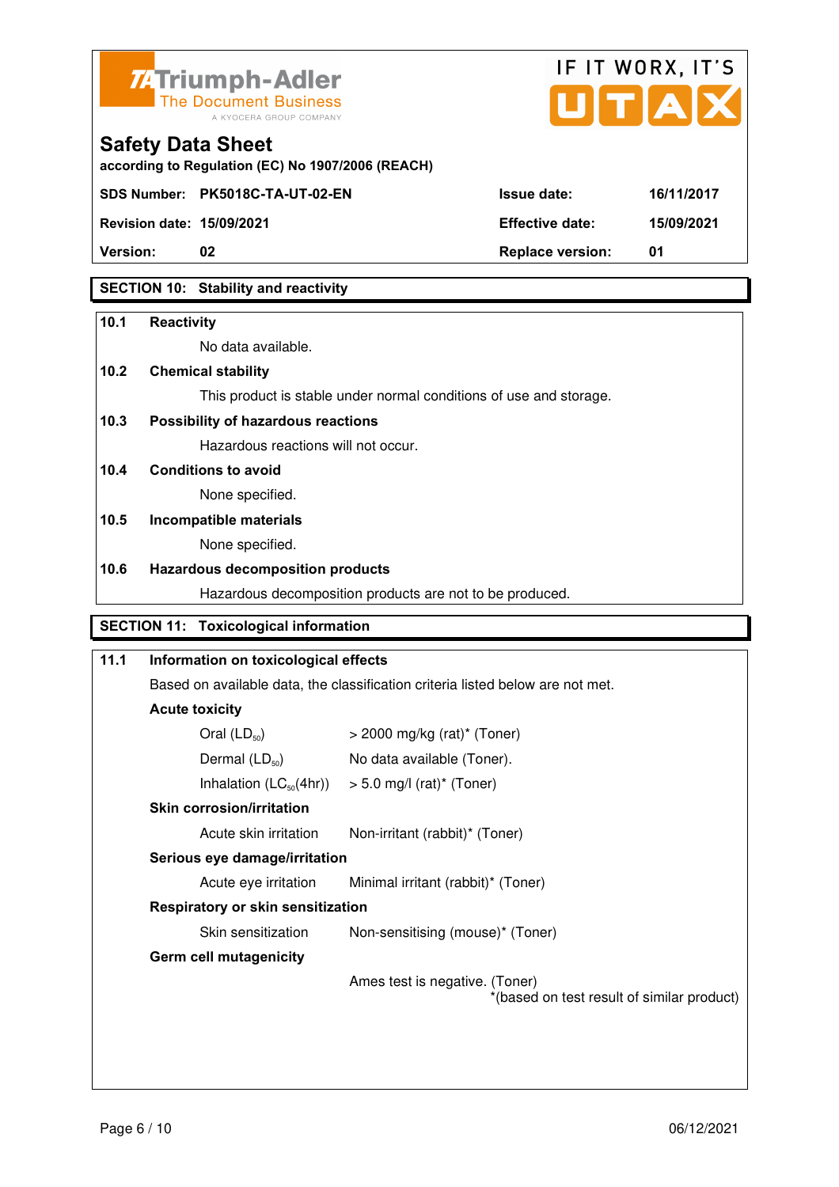## SECTION 10: Stability and reactivity

**10.1 Reactivity**

No data available.

**10.2 Chemical stability**

This product is stable under normal conditions of use and storage.

**10.3 Possibility of hazardous reactions**

Hazardous reactions will not occur.

**10.4 Conditions to avoid**

None specified.

**10.5 Incompatible materials**

None specified.

**10.6 Hazardous decomposition products**

Hazardous decomposition products are not to be produced.

## SECTION 11: Toxicological information

**11.1 Information on toxicological effects**

Based on available data, the classification criteria listed below are not met.

**Acute toxicity**

| | |
|---|---|
| Oral ($LD_{50}$) | > 2000 mg/kg (rat)* (Toner) |
| Dermal ($LD_{50}$) | No data available (Toner). |
| Inhalation ($LC_{50}$(4hr)) | > 5.0 mg/l (rat)* (Toner) |

**Skin corrosion/irritation**

| | |
|---|---|
| Acute skin irritation | Non-irritant (rabbit)* (Toner) |

**Serious eye damage/irritation**

| | |
|---|---|
| Acute eye irritation | Minimal irritant (rabbit)* (Toner) |

**Respiratory or skin sensitization**

| | |
|---|---|
| Skin sensitization | Non-sensitising (mouse)* (Toner) |

**Germ cell mutagenicity**

Ames test is negative. (Toner)

*(based on test result of similar product)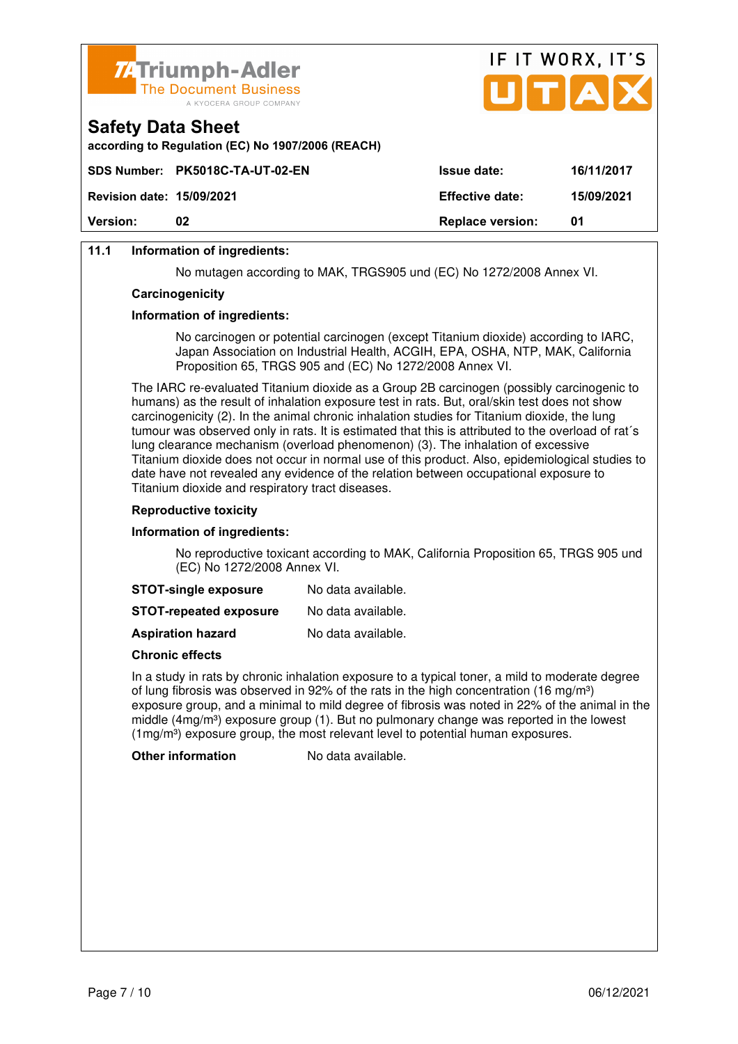**11.1 Information of ingredients:**

No mutagen according to MAK, TRGS905 und (EC) No 1272/2008 Annex VI.

**Carcinogenicity**

**Information of ingredients:**

No carcinogen or potential carcinogen (except Titanium dioxide) according to IARC, Japan Association on Industrial Health, ACGIH, EPA, OSHA, NTP, MAK, California Proposition 65, TRGS 905 and (EC) No 1272/2008 Annex VI.

The IARC re-evaluated Titanium dioxide as a Group 2B carcinogen (possibly carcinogenic to humans) as the result of inhalation exposure test in rats. But, oral/skin test does not show carcinogenicity (2). In the animal chronic inhalation studies for Titanium dioxide, the lung tumour was observed only in rats. It is estimated that this is attributed to the overload of rat´s lung clearance mechanism (overload phenomenon) (3). The inhalation of excessive Titanium dioxide does not occur in normal use of this product. Also, epidemiological studies to date have not revealed any evidence of the relation between occupational exposure to Titanium dioxide and respiratory tract diseases.

**Reproductive toxicity**

**Information of ingredients:**

No reproductive toxicant according to MAK, California Proposition 65, TRGS 905 und (EC) No 1272/2008 Annex VI.

**STOT-single exposure** No data available.

**STOT-repeated exposure** No data available.

**Aspiration hazard** No data available.

**Chronic effects**

In a study in rats by chronic inhalation exposure to a typical toner, a mild to moderate degree of lung fibrosis was observed in 92% of the rats in the high concentration (16 mg/m³) exposure group, and a minimal to mild degree of fibrosis was noted in 22% of the animal in the middle (4mg/m³) exposure group (1). But no pulmonary change was reported in the lowest (1mg/m³) exposure group, the most relevant level to potential human exposures.

**Other information** No data available.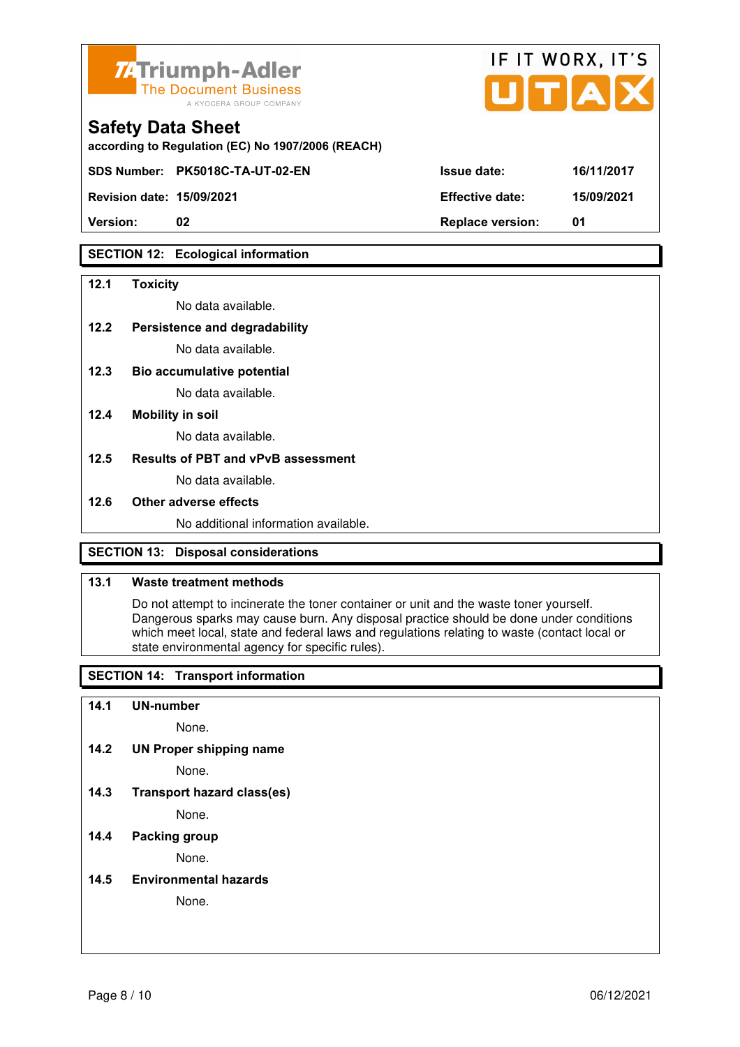## SECTION 12: Ecological information

**12.1 Toxicity**

No data available.

**12.2 Persistence and degradability**

No data available.

**12.3 Bio accumulative potential**

No data available.

**12.4 Mobility in soil**

No data available.

**12.5 Results of PBT and vPvB assessment**

No data available.

**12.6 Other adverse effects**

No additional information available.

## SECTION 13: Disposal considerations

**13.1 Waste treatment methods**

Do not attempt to incinerate the toner container or unit and the waste toner yourself. Dangerous sparks may cause burn. Any disposal practice should be done under conditions which meet local, state and federal laws and regulations relating to waste (contact local or state environmental agency for specific rules).

## SECTION 14: Transport information

**14.1 UN-number**

None.

**14.2 UN Proper shipping name**

None.

**14.3 Transport hazard class(es)**

None.

**14.4 Packing group**

None.

**14.5 Environmental hazards**

None.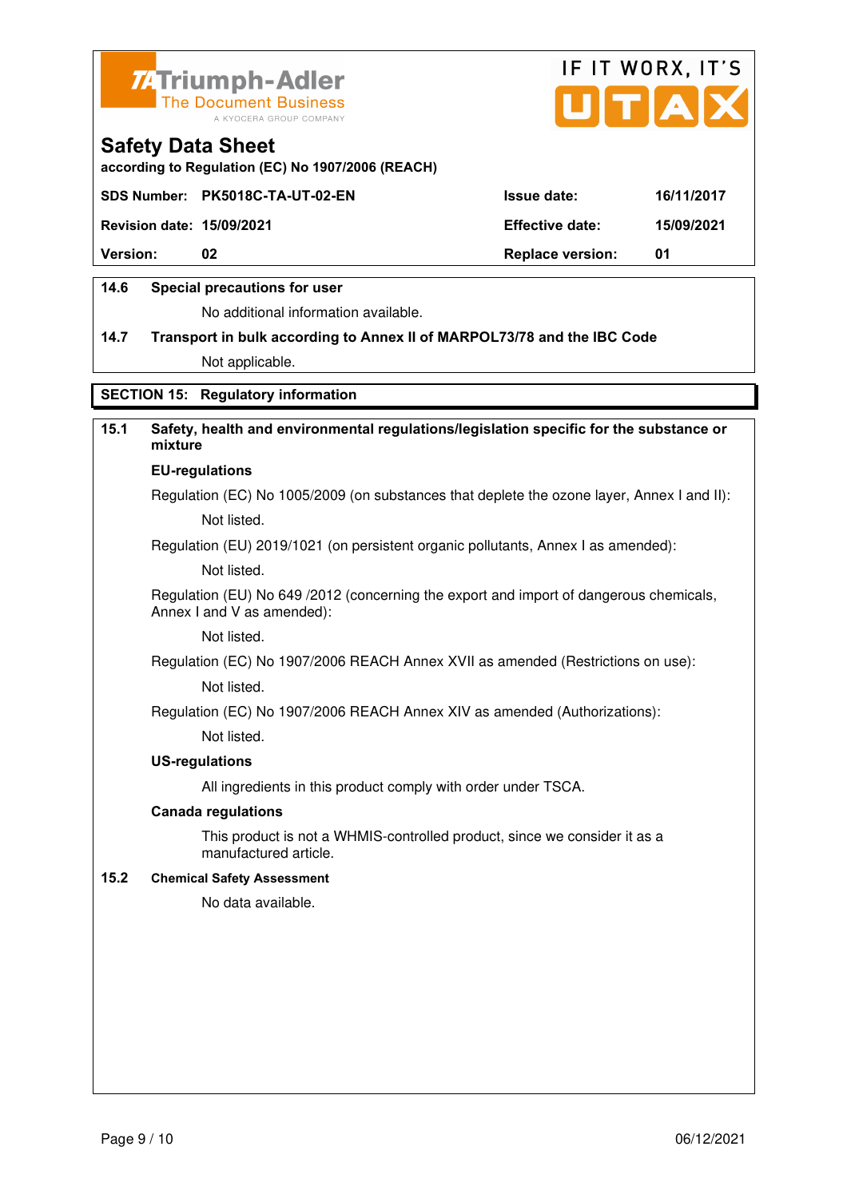**14.6 Special precautions for user**

No additional information available.

**14.7 Transport in bulk according to Annex II of MARPOL73/78 and the IBC Code**

Not applicable.

## SECTION 15: Regulatory information

### 15.1 Safety, health and environmental regulations/legislation specific for the substance or mixture

**EU-regulations**

Regulation (EC) No 1005/2009 (on substances that deplete the ozone layer, Annex I and II):

Not listed.

Regulation (EU) 2019/1021 (on persistent organic pollutants, Annex I as amended):

Not listed.

Regulation (EU) No 649 /2012 (concerning the export and import of dangerous chemicals, Annex I and V as amended):

Not listed.

Regulation (EC) No 1907/2006 REACH Annex XVII as amended (Restrictions on use):

Not listed.

Regulation (EC) No 1907/2006 REACH Annex XIV as amended (Authorizations):

Not listed.

**US-regulations**

All ingredients in this product comply with order under TSCA.

**Canada regulations**

This product is not a WHMIS-controlled product, since we consider it as a manufactured article.

### 15.2 Chemical Safety Assessment

No data available.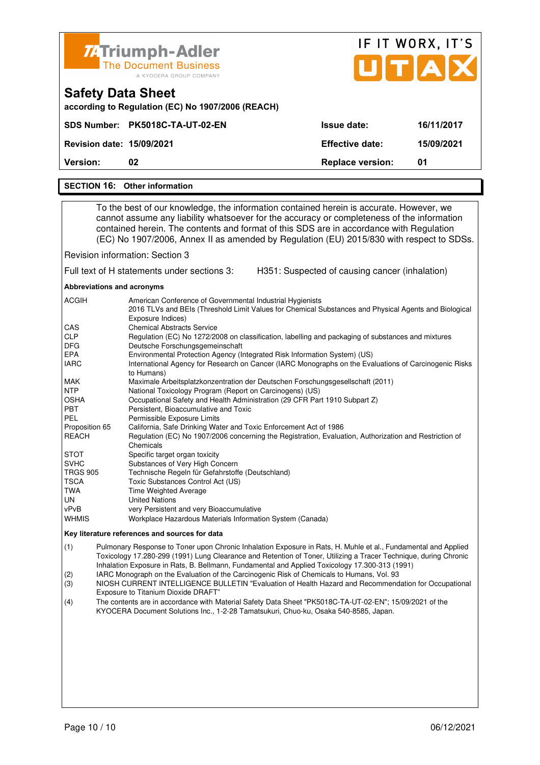**Triumph-Adler** The Document Business — A KYOCERA GROUP COMPANY

IF IT WORX, IT'S UTAX

# Safety Data Sheet

**according to Regulation (EC) No 1907/2006 (REACH)**

| | | | |
|---|---|---|---|
| **SDS Number:** | **PK5018C-TA-UT-02-EN** | **Issue date:** | **16/11/2017** |
| **Revision date:** | **15/09/2021** | **Effective date:** | **15/09/2021** |
| **Version:** | **02** | **Replace version:** | **01** |

## SECTION 16: Other information

To the best of our knowledge, the information contained herein is accurate. However, we cannot assume any liability whatsoever for the accuracy or completeness of the information contained herein. The contents and format of this SDS are in accordance with Regulation (EC) No 1907/2006, Annex II as amended by Regulation (EU) 2015/830 with respect to SDSs.

Revision information: Section 3

Full text of H statements under sections 3: H351: Suspected of causing cancer (inhalation)

**Abbreviations and acronyms**

| | |
|---|---|
| ACGIH | American Conference of Governmental Industrial Hygienists<br>2016 TLVs and BEIs (Threshold Limit Values for Chemical Substances and Physical Agents and Biological Exposure Indices) |
| CAS | Chemical Abstracts Service |
| CLP | Regulation (EC) No 1272/2008 on classification, labelling and packaging of substances and mixtures |
| DFG | Deutsche Forschungsgemeinschaft |
| EPA | Environmental Protection Agency (Integrated Risk Information System) (US) |
| IARC | International Agency for Research on Cancer (IARC Monographs on the Evaluations of Carcinogenic Risks to Humans) |
| MAK | Maximale Arbeitsplatzkonzentration der Deutschen Forschungsgesellschaft (2011) |
| NTP | National Toxicology Program (Report on Carcinogens) (US) |
| OSHA | Occupational Safety and Health Administration (29 CFR Part 1910 Subpart Z) |
| PBT | Persistent, Bioaccumulative and Toxic |
| PEL | Permissible Exposure Limits |
| Proposition 65 | California, Safe Drinking Water and Toxic Enforcement Act of 1986 |
| REACH | Regulation (EC) No 1907/2006 concerning the Registration, Evaluation, Authorization and Restriction of Chemicals |
| STOT | Specific target organ toxicity |
| SVHC | Substances of Very High Concern |
| TRGS 905 | Technische Regeln für Gefahrstoffe (Deutschland) |
| TSCA | Toxic Substances Control Act (US) |
| TWA | Time Weighted Average |
| UN | United Nations |
| vPvB | very Persistent and very Bioaccumulative |
| WHMIS | Workplace Hazardous Materials Information System (Canada) |

**Key literature references and sources for data**

(1) Pulmonary Response to Toner upon Chronic Inhalation Exposure in Rats, H. Muhle et al., Fundamental and Applied Toxicology 17.280-299 (1991) Lung Clearance and Retention of Toner, Utilizing a Tracer Technique, during Chronic Inhalation Exposure in Rats, B. Bellmann, Fundamental and Applied Toxicology 17.300-313 (1991)

(2) IARC Monograph on the Evaluation of the Carcinogenic Risk of Chemicals to Humans, Vol. 93

(3) NIOSH CURRENT INTELLIGENCE BULLETIN "Evaluation of Health Hazard and Recommendation for Occupational Exposure to Titanium Dioxide DRAFT"

(4) The contents are in accordance with Material Safety Data Sheet "PK5018C-TA-UT-02-EN"; 15/09/2021 of the KYOCERA Document Solutions Inc., 1-2-28 Tamatsukuri, Chuo-ku, Osaka 540-8585, Japan.

06/12/2021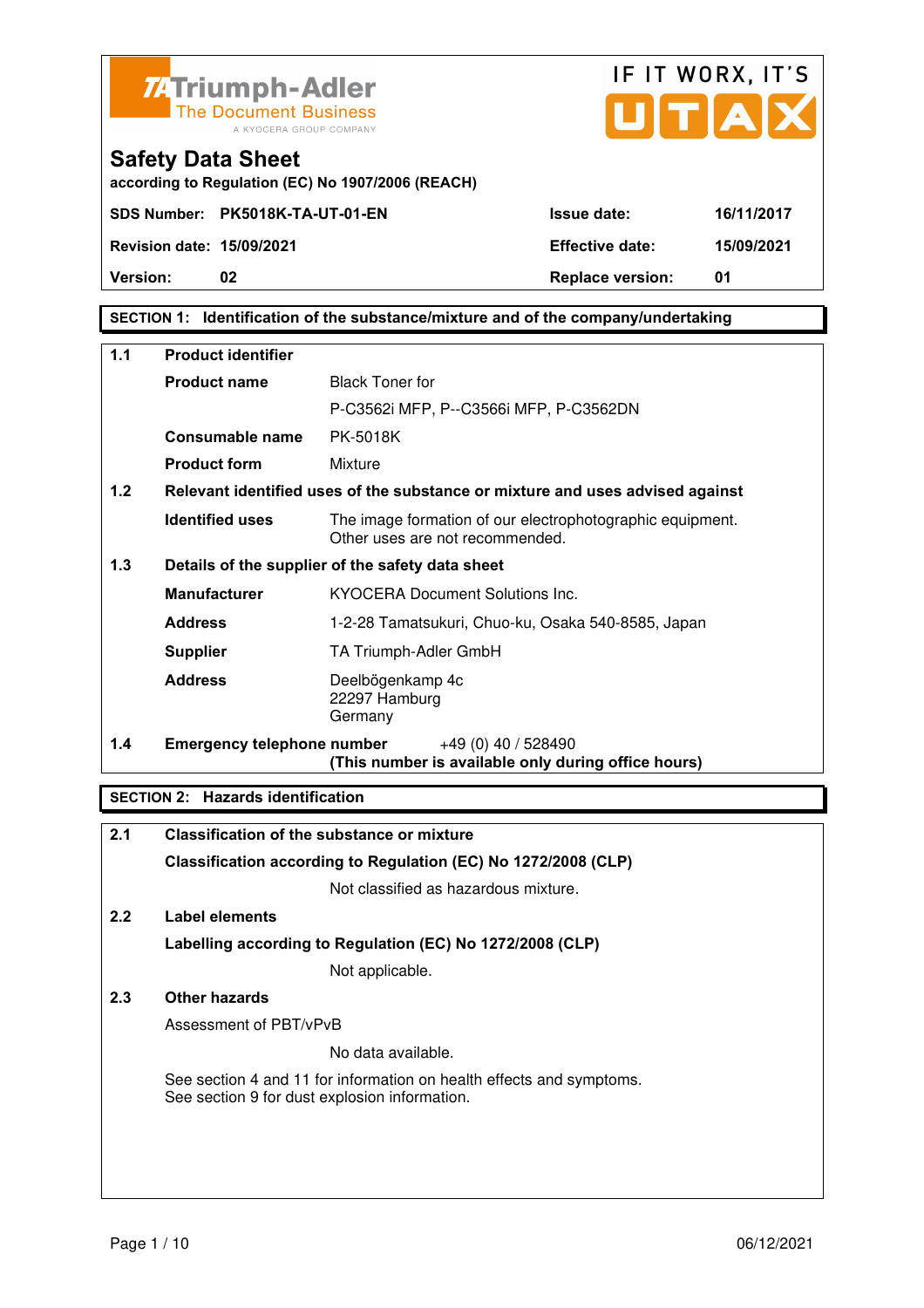Triumph-Adler
The Document Business
A KYOCERA GROUP COMPANY

IF IT WORX, IT'S UTAX

# Safety Data Sheet

according to Regulation (EC) No 1907/2006 (REACH)

| | | | |
|---|---|---|---|
| **SDS Number:** | **PK5018K-TA-UT-01-EN** | **Issue date:** | **16/11/2017** |
| **Revision date:** | **15/09/2021** | **Effective date:** | **15/09/2021** |
| **Version:** | **02** | **Replace version:** | **01** |

## SECTION 1: Identification of the substance/mixture and of the company/undertaking

**1.1 Product identifier**

| | |
|---|---|
| **Product name** | Black Toner for P-C3562i MFP, P--C3566i MFP, P-C3562DN |
| **Consumable name** | PK-5018K |
| **Product form** | Mixture |

**1.2 Relevant identified uses of the substance or mixture and uses advised against**

| | |
|---|---|
| **Identified uses** | The image formation of our electrophotographic equipment. Other uses are not recommended. |

**1.3 Details of the supplier of the safety data sheet**

| | |
|---|---|
| **Manufacturer** | KYOCERA Document Solutions Inc. |
| **Address** | 1-2-28 Tamatsukuri, Chuo-ku, Osaka 540-8585, Japan |
| **Supplier** | TA Triumph-Adler GmbH |
| **Address** | Deelbögenkamp 4c<br>22297 Hamburg<br>Germany |

**1.4 Emergency telephone number** +49 (0) 40 / 528490
**(This number is available only during office hours)**

## SECTION 2: Hazards identification

**2.1 Classification of the substance or mixture**

**Classification according to Regulation (EC) No 1272/2008 (CLP)**

Not classified as hazardous mixture.

**2.2 Label elements**

**Labelling according to Regulation (EC) No 1272/2008 (CLP)**

Not applicable.

**2.3 Other hazards**

Assessment of PBT/vPvB

No data available.

See section 4 and 11 for information on health effects and symptoms.
See section 9 for dust explosion information.

06/12/2021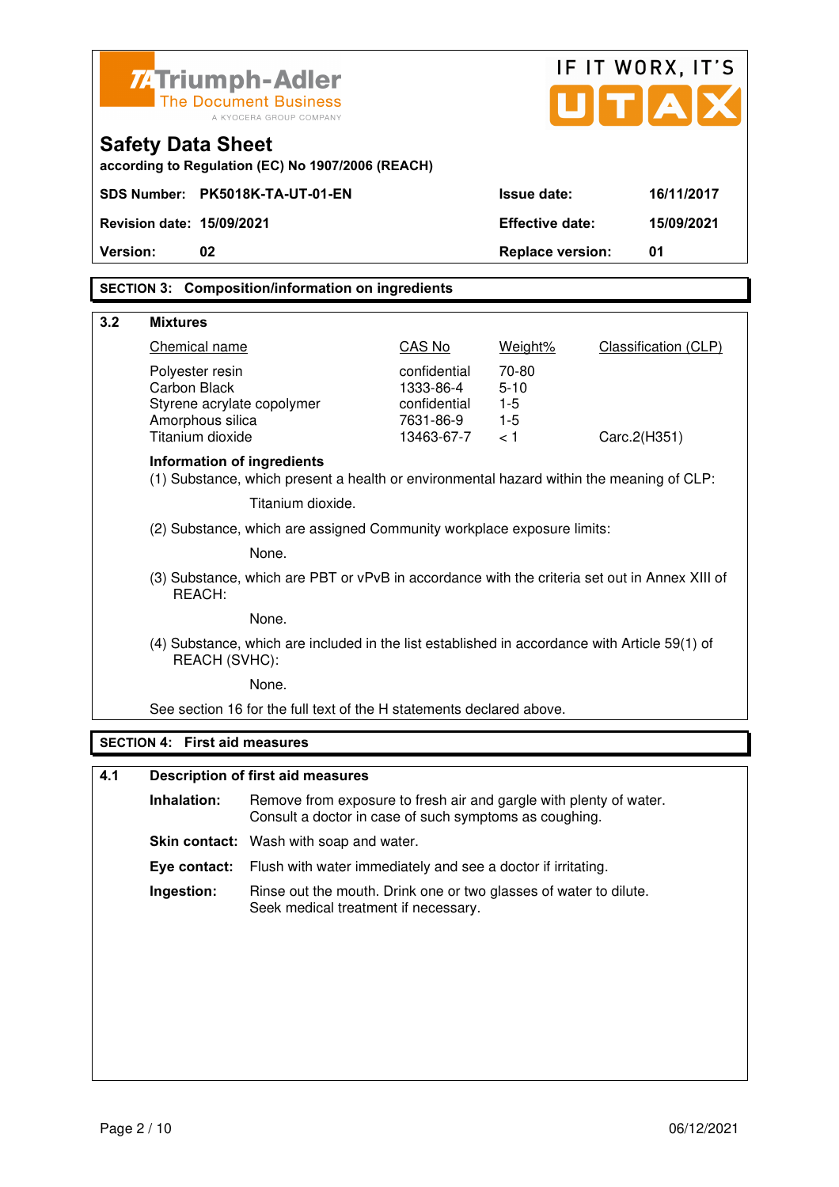# Safety Data Sheet

according to Regulation (EC) No 1907/2006 (REACH)

| SDS Number: | PK5018K-TA-UT-01-EN | Issue date: | 16/11/2017 |
|---|---|---|---|
| Revision date: | 15/09/2021 | Effective date: | 15/09/2021 |
| Version: | 02 | Replace version: | 01 |

## SECTION 3: Composition/information on ingredients

### 3.2 Mixtures

| Chemical name | CAS No | Weight% | Classification (CLP) |
|---|---|---|---|
| Polyester resin | confidential | 70-80 | |
| Carbon Black | 1333-86-4 | 5-10 | |
| Styrene acrylate copolymer | confidential | 1-5 | |
| Amorphous silica | 7631-86-9 | 1-5 | |
| Titanium dioxide | 13463-67-7 | < 1 | Carc.2(H351) |

**Information of ingredients**

(1) Substance, which present a health or environmental hazard within the meaning of CLP:

Titanium dioxide.

(2) Substance, which are assigned Community workplace exposure limits:

None.

(3) Substance, which are PBT or vPvB in accordance with the criteria set out in Annex XIII of REACH:

None.

(4) Substance, which are included in the list established in accordance with Article 59(1) of REACH (SVHC):

None.

See section 16 for the full text of the H statements declared above.

## SECTION 4: First aid measures

### 4.1 Description of first aid measures

**Inhalation:** Remove from exposure to fresh air and gargle with plenty of water. Consult a doctor in case of such symptoms as coughing.

**Skin contact:** Wash with soap and water.

**Eye contact:** Flush with water immediately and see a doctor if irritating.

**Ingestion:** Rinse out the mouth. Drink one or two glasses of water to dilute. Seek medical treatment if necessary.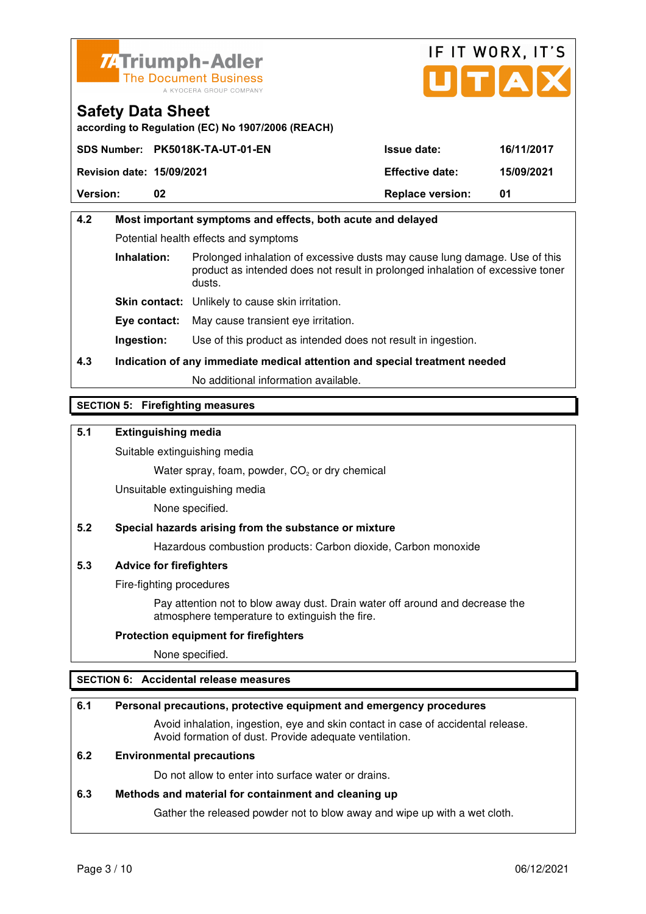## 4.2 Most important symptoms and effects, both acute and delayed

Potential health effects and symptoms

**Inhalation:** Prolonged inhalation of excessive dusts may cause lung damage. Use of this product as intended does not result in prolonged inhalation of excessive toner dusts.

**Skin contact:** Unlikely to cause skin irritation.

**Eye contact:** May cause transient eye irritation.

**Ingestion:** Use of this product as intended does not result in ingestion.

## 4.3 Indication of any immediate medical attention and special treatment needed

No additional information available.

# SECTION 5: Firefighting measures

## 5.1 Extinguishing media

Suitable extinguishing media

Water spray, foam, powder, $CO_2$ or dry chemical

Unsuitable extinguishing media

None specified.

## 5.2 Special hazards arising from the substance or mixture

Hazardous combustion products: Carbon dioxide, Carbon monoxide

## 5.3 Advice for firefighters

Fire-fighting procedures

Pay attention not to blow away dust. Drain water off around and decrease the atmosphere temperature to extinguish the fire.

**Protection equipment for firefighters**

None specified.

# SECTION 6: Accidental release measures

## 6.1 Personal precautions, protective equipment and emergency procedures

Avoid inhalation, ingestion, eye and skin contact in case of accidental release. Avoid formation of dust. Provide adequate ventilation.

## 6.2 Environmental precautions

Do not allow to enter into surface water or drains.

## 6.3 Methods and material for containment and cleaning up

Gather the released powder not to blow away and wipe up with a wet cloth.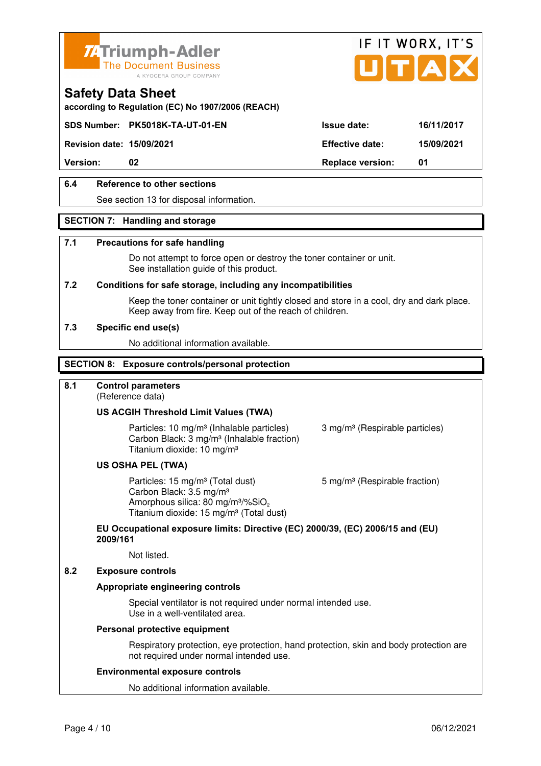## 6.4 Reference to other sections

See section 13 for disposal information.

## SECTION 7: Handling and storage

### 7.1 Precautions for safe handling

Do not attempt to force open or destroy the toner container or unit.
See installation guide of this product.

### 7.2 Conditions for safe storage, including any incompatibilities

Keep the toner container or unit tightly closed and store in a cool, dry and dark place.
Keep away from fire. Keep out of the reach of children.

### 7.3 Specific end use(s)

No additional information available.

## SECTION 8: Exposure controls/personal protection

### 8.1 Control parameters

(Reference data)

**US ACGIH Threshold Limit Values (TWA)**

Particles: 10 mg/m³ (Inhalable particles) 3 mg/m³ (Respirable particles)
Carbon Black: 3 mg/m³ (Inhalable fraction)
Titanium dioxide: 10 mg/m³

**US OSHA PEL (TWA)**

Particles: 15 mg/m³ (Total dust) 5 mg/m³ (Respirable fraction)
Carbon Black: 3.5 mg/m³
Amorphous silica: 80 mg/m³/%$SiO_2$
Titanium dioxide: 15 mg/m³ (Total dust)

**EU Occupational exposure limits: Directive (EC) 2000/39, (EC) 2006/15 and (EU) 2009/161**

Not listed.

### 8.2 Exposure controls

**Appropriate engineering controls**

Special ventilator is not required under normal intended use.
Use in a well-ventilated area.

**Personal protective equipment**

Respiratory protection, eye protection, hand protection, skin and body protection are not required under normal intended use.

**Environmental exposure controls**

No additional information available.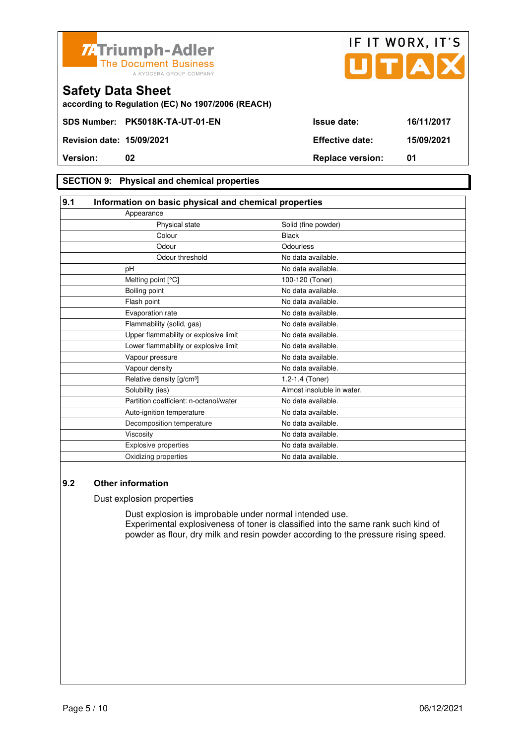**Triumph-Adler** The Document Business — A KYOCERA GROUP COMPANY

IF IT WORX, IT'S UTAX

# Safety Data Sheet

**according to Regulation (EC) No 1907/2006 (REACH)**

| | | | |
|---|---|---|---|
| **SDS Number:** | **PK5018K-TA-UT-01-EN** | **Issue date:** | **16/11/2017** |
| **Revision date:** | **15/09/2021** | **Effective date:** | **15/09/2021** |
| **Version:** | **02** | **Replace version:** | **01** |

## SECTION 9: Physical and chemical properties

### 9.1 Information on basic physical and chemical properties

| Property | Value |
|---|---|
| Appearance | |
| Physical state | Solid (fine powder) |
| Colour | Black |
| Odour | Odourless |
| Odour threshold | No data available. |
| pH | No data available. |
| Melting point [°C] | 100-120 (Toner) |
| Boiling point | No data available. |
| Flash point | No data available. |
| Evaporation rate | No data available. |
| Flammability (solid, gas) | No data available. |
| Upper flammability or explosive limit | No data available. |
| Lower flammability or explosive limit | No data available. |
| Vapour pressure | No data available. |
| Vapour density | No data available. |
| Relative density [g/cm³] | 1.2-1.4 (Toner) |
| Solubility (ies) | Almost insoluble in water. |
| Partition coefficient: n-octanol/water | No data available. |
| Auto-ignition temperature | No data available. |
| Decomposition temperature | No data available. |
| Viscosity | No data available. |
| Explosive properties | No data available. |
| Oxidizing properties | No data available. |

### 9.2 Other information

Dust explosion properties

Dust explosion is improbable under normal intended use.
Experimental explosiveness of toner is classified into the same rank such kind of powder as flour, dry milk and resin powder according to the pressure rising speed.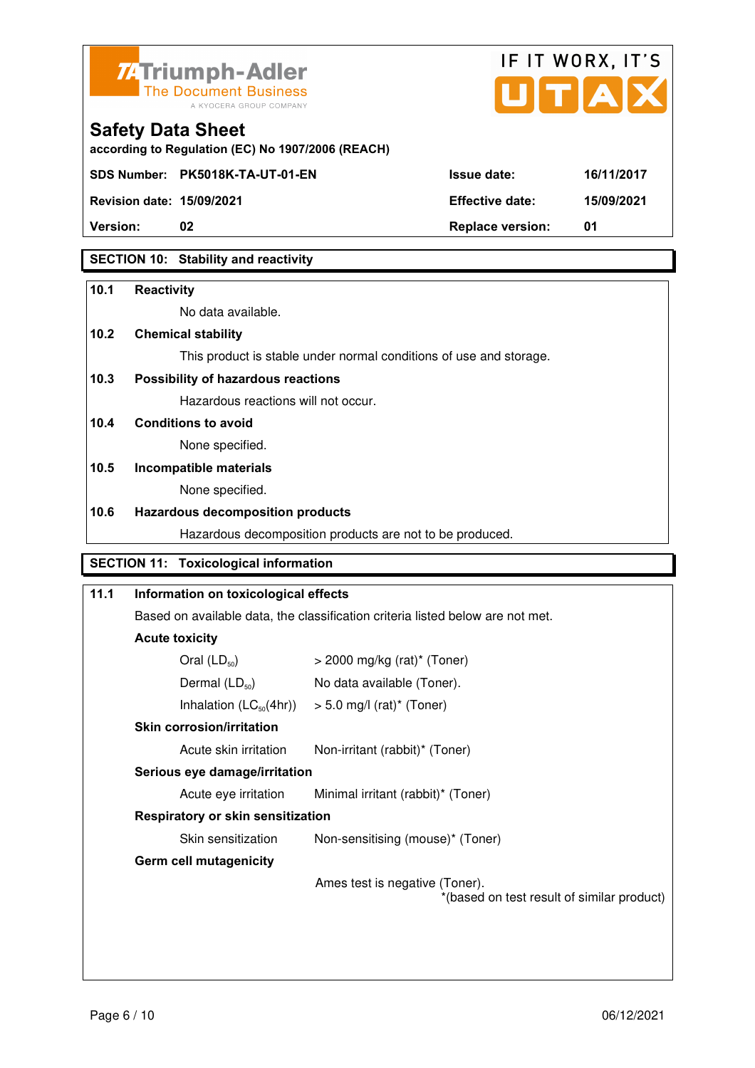**Triumph-Adler** The Document Business — A KYOCERA GROUP COMPANY

IF IT WORX, IT'S UTAX

# Safety Data Sheet

according to Regulation (EC) No 1907/2006 (REACH)

| | | | |
|---|---|---|---|
| **SDS Number:** | **PK5018K-TA-UT-01-EN** | **Issue date:** | **16/11/2017** |
| **Revision date:** | **15/09/2021** | **Effective date:** | **15/09/2021** |
| **Version:** | **02** | **Replace version:** | **01** |

## SECTION 10: Stability and reactivity

**10.1 Reactivity**

No data available.

**10.2 Chemical stability**

This product is stable under normal conditions of use and storage.

**10.3 Possibility of hazardous reactions**

Hazardous reactions will not occur.

**10.4 Conditions to avoid**

None specified.

**10.5 Incompatible materials**

None specified.

**10.6 Hazardous decomposition products**

Hazardous decomposition products are not to be produced.

## SECTION 11: Toxicological information

**11.1 Information on toxicological effects**

Based on available data, the classification criteria listed below are not met.

**Acute toxicity**

| | |
|---|---|
| Oral ($LD_{50}$) | > 2000 mg/kg (rat)* (Toner) |
| Dermal ($LD_{50}$) | No data available (Toner). |
| Inhalation ($LC_{50}$(4hr)) | > 5.0 mg/l (rat)* (Toner) |

**Skin corrosion/irritation**

| | |
|---|---|
| Acute skin irritation | Non-irritant (rabbit)* (Toner) |

**Serious eye damage/irritation**

| | |
|---|---|
| Acute eye irritation | Minimal irritant (rabbit)* (Toner) |

**Respiratory or skin sensitization**

| | |
|---|---|
| Skin sensitization | Non-sensitising (mouse)* (Toner) |

**Germ cell mutagenicity**

Ames test is negative (Toner).

*(based on test result of similar product)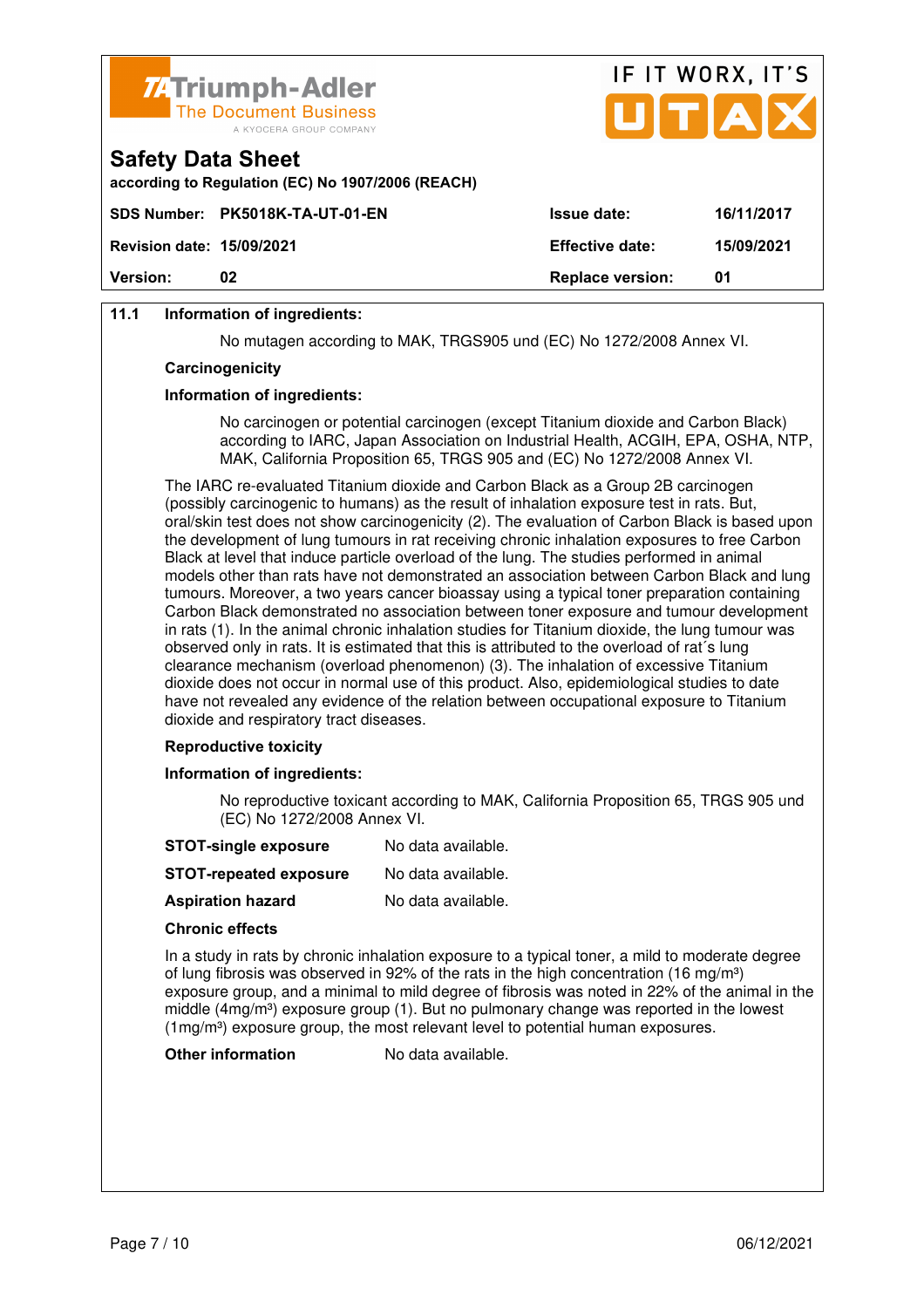**Safety Data Sheet**

according to Regulation (EC) No 1907/2006 (REACH)

| SDS Number: | PK5018K-TA-UT-01-EN | Issue date: | 16/11/2017 |
|---|---|---|---|
| Revision date: | 15/09/2021 | Effective date: | 15/09/2021 |
| Version: | 02 | Replace version: | 01 |

**11.1 Information of ingredients:**

No mutagen according to MAK, TRGS905 und (EC) No 1272/2008 Annex VI.

**Carcinogenicity**

**Information of ingredients:**

No carcinogen or potential carcinogen (except Titanium dioxide and Carbon Black) according to IARC, Japan Association on Industrial Health, ACGIH, EPA, OSHA, NTP, MAK, California Proposition 65, TRGS 905 and (EC) No 1272/2008 Annex VI.

The IARC re-evaluated Titanium dioxide and Carbon Black as a Group 2B carcinogen (possibly carcinogenic to humans) as the result of inhalation exposure test in rats. But, oral/skin test does not show carcinogenicity (2). The evaluation of Carbon Black is based upon the development of lung tumours in rat receiving chronic inhalation exposures to free Carbon Black at level that induce particle overload of the lung. The studies performed in animal models other than rats have not demonstrated an association between Carbon Black and lung tumours. Moreover, a two years cancer bioassay using a typical toner preparation containing Carbon Black demonstrated no association between toner exposure and tumour development in rats (1). In the animal chronic inhalation studies for Titanium dioxide, the lung tumour was observed only in rats. It is estimated that this is attributed to the overload of rat´s lung clearance mechanism (overload phenomenon) (3). The inhalation of excessive Titanium dioxide does not occur in normal use of this product. Also, epidemiological studies to date have not revealed any evidence of the relation between occupational exposure to Titanium dioxide and respiratory tract diseases.

**Reproductive toxicity**

**Information of ingredients:**

No reproductive toxicant according to MAK, California Proposition 65, TRGS 905 und (EC) No 1272/2008 Annex VI.

**STOT-single exposure** No data available.

**STOT-repeated exposure** No data available.

**Aspiration hazard** No data available.

**Chronic effects**

In a study in rats by chronic inhalation exposure to a typical toner, a mild to moderate degree of lung fibrosis was observed in 92% of the rats in the high concentration (16 mg/m³) exposure group, and a minimal to mild degree of fibrosis was noted in 22% of the animal in the middle (4mg/m³) exposure group (1). But no pulmonary change was reported in the lowest (1mg/m³) exposure group, the most relevant level to potential human exposures.

**Other information** No data available.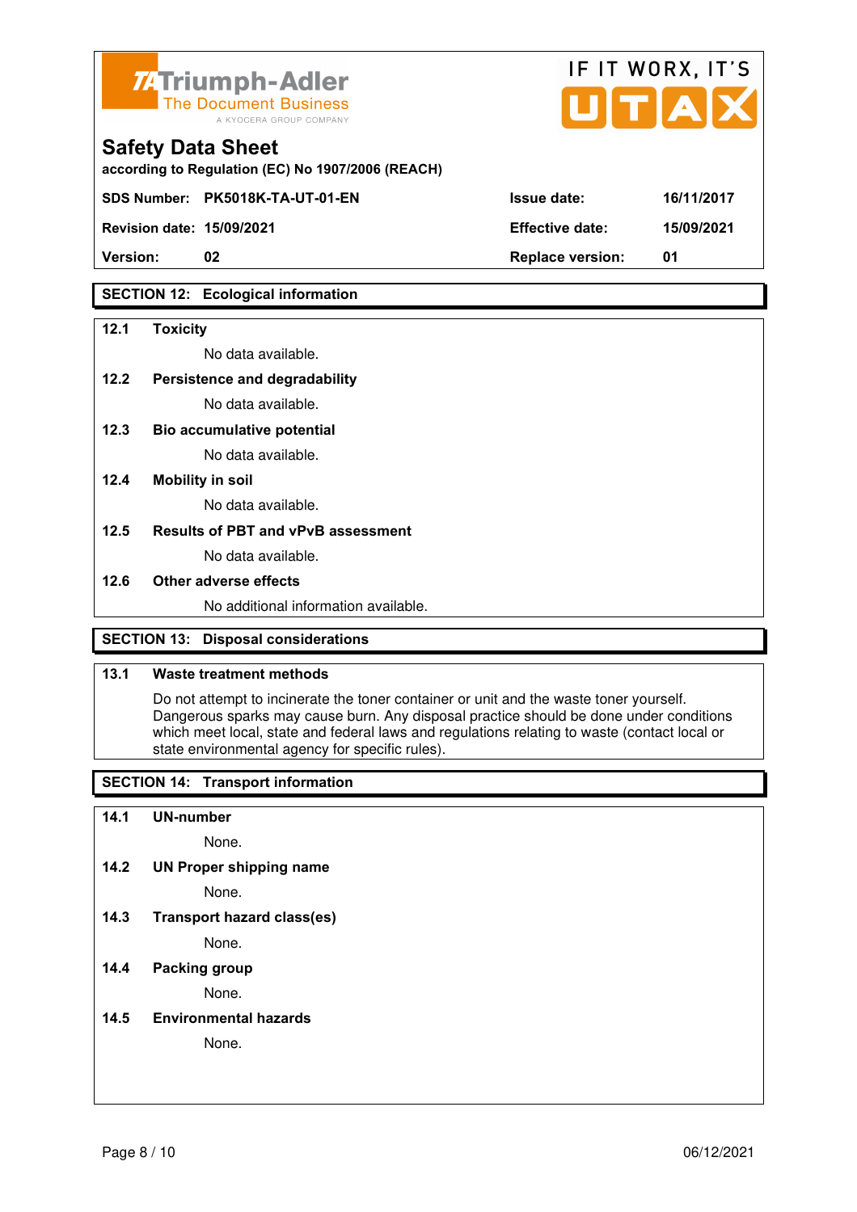## SECTION 12: Ecological information

**12.1 Toxicity**

No data available.

**12.2 Persistence and degradability**

No data available.

**12.3 Bio accumulative potential**

No data available.

**12.4 Mobility in soil**

No data available.

**12.5 Results of PBT and vPvB assessment**

No data available.

**12.6 Other adverse effects**

No additional information available.

## SECTION 13: Disposal considerations

**13.1 Waste treatment methods**

Do not attempt to incinerate the toner container or unit and the waste toner yourself. Dangerous sparks may cause burn. Any disposal practice should be done under conditions which meet local, state and federal laws and regulations relating to waste (contact local or state environmental agency for specific rules).

## SECTION 14: Transport information

**14.1 UN-number**

None.

**14.2 UN Proper shipping name**

None.

**14.3 Transport hazard class(es)**

None.

**14.4 Packing group**

None.

**14.5 Environmental hazards**

None.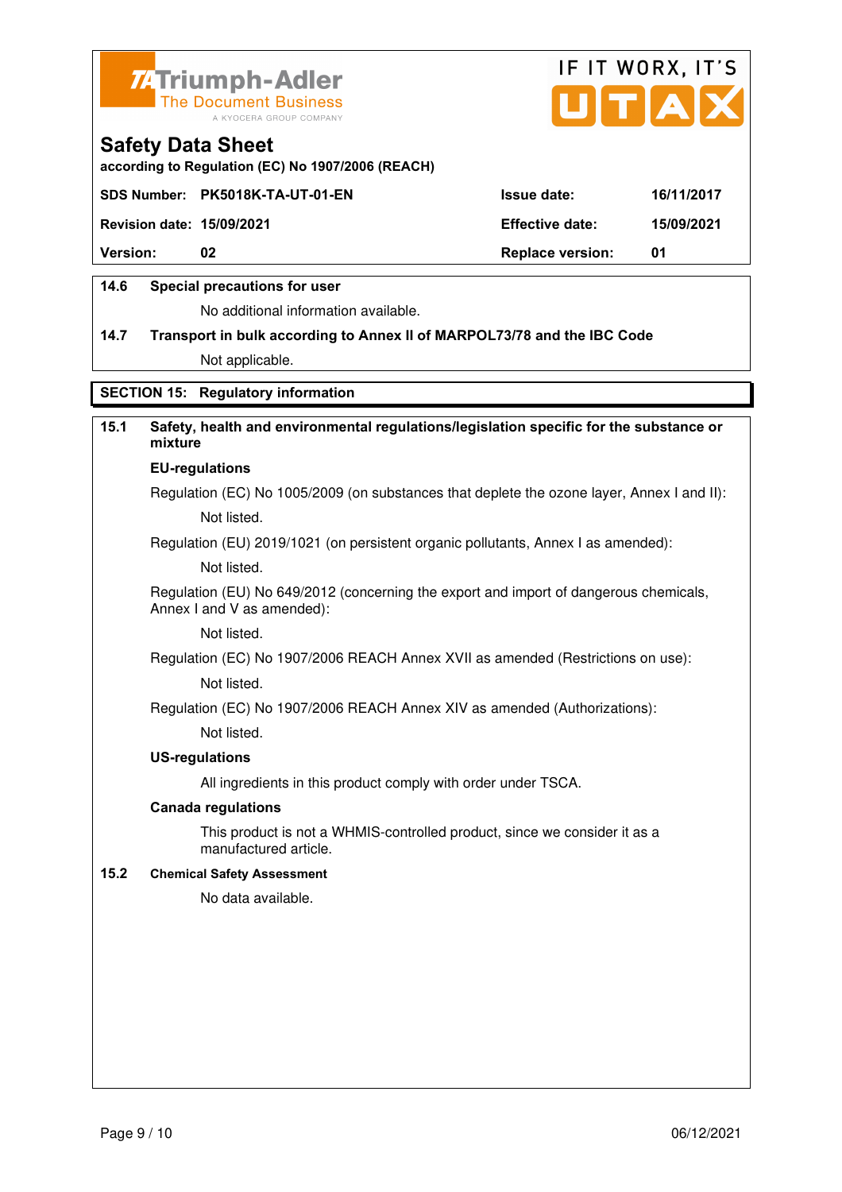### 14.6 Special precautions for user

No additional information available.

### 14.7 Transport in bulk according to Annex II of MARPOL73/78 and the IBC Code

Not applicable.

## SECTION 15: Regulatory information

### 15.1 Safety, health and environmental regulations/legislation specific for the substance or mixture

**EU-regulations**

Regulation (EC) No 1005/2009 (on substances that deplete the ozone layer, Annex I and II):

Not listed.

Regulation (EU) 2019/1021 (on persistent organic pollutants, Annex I as amended):

Not listed.

Regulation (EU) No 649/2012 (concerning the export and import of dangerous chemicals, Annex I and V as amended):

Not listed.

Regulation (EC) No 1907/2006 REACH Annex XVII as amended (Restrictions on use):

Not listed.

Regulation (EC) No 1907/2006 REACH Annex XIV as amended (Authorizations):

Not listed.

**US-regulations**

All ingredients in this product comply with order under TSCA.

**Canada regulations**

This product is not a WHMIS-controlled product, since we consider it as a manufactured article.

### 15.2 Chemical Safety Assessment

No data available.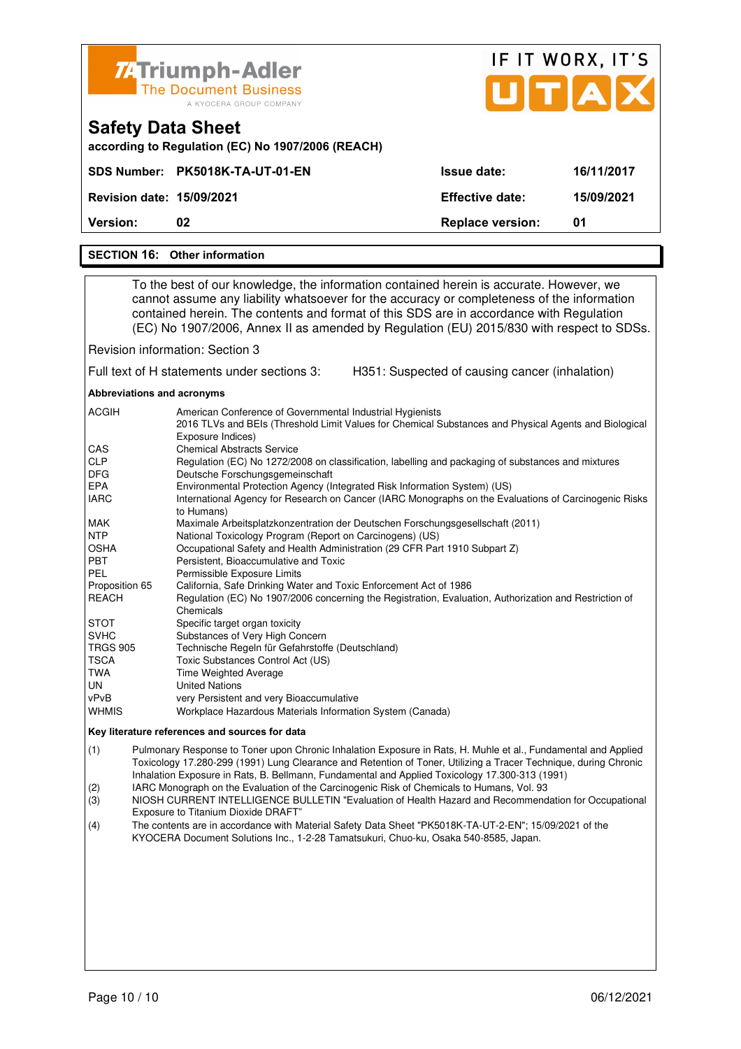**Triumph-Adler** The Document Business — A KYOCERA GROUP COMPANY

IF IT WORX, IT'S UTAX

# Safety Data Sheet

**according to Regulation (EC) No 1907/2006 (REACH)**

| | | | |
|---|---|---|---|
| **SDS Number:** | **PK5018K-TA-UT-01-EN** | **Issue date:** | **16/11/2017** |
| **Revision date:** | **15/09/2021** | **Effective date:** | **15/09/2021** |
| **Version:** | **02** | **Replace version:** | **01** |

## SECTION 16: Other information

To the best of our knowledge, the information contained herein is accurate. However, we cannot assume any liability whatsoever for the accuracy or completeness of the information contained herein. The contents and format of this SDS are in accordance with Regulation (EC) No 1907/2006, Annex II as amended by Regulation (EU) 2015/830 with respect to SDSs.

Revision information: Section 3

Full text of H statements under sections 3: H351: Suspected of causing cancer (inhalation)

**Abbreviations and acronyms**

| | |
|---|---|
| ACGIH | American Conference of Governmental Industrial Hygienists<br>2016 TLVs and BEIs (Threshold Limit Values for Chemical Substances and Physical Agents and Biological Exposure Indices) |
| CAS | Chemical Abstracts Service |
| CLP | Regulation (EC) No 1272/2008 on classification, labelling and packaging of substances and mixtures |
| DFG | Deutsche Forschungsgemeinschaft |
| EPA | Environmental Protection Agency (Integrated Risk Information System) (US) |
| IARC | International Agency for Research on Cancer (IARC Monographs on the Evaluations of Carcinogenic Risks to Humans) |
| MAK | Maximale Arbeitsplatzkonzentration der Deutschen Forschungsgesellschaft (2011) |
| NTP | National Toxicology Program (Report on Carcinogens) (US) |
| OSHA | Occupational Safety and Health Administration (29 CFR Part 1910 Subpart Z) |
| PBT | Persistent, Bioaccumulative and Toxic |
| PEL | Permissible Exposure Limits |
| Proposition 65 | California, Safe Drinking Water and Toxic Enforcement Act of 1986 |
| REACH | Regulation (EC) No 1907/2006 concerning the Registration, Evaluation, Authorization and Restriction of Chemicals |
| STOT | Specific target organ toxicity |
| SVHC | Substances of Very High Concern |
| TRGS 905 | Technische Regeln für Gefahrstoffe (Deutschland) |
| TSCA | Toxic Substances Control Act (US) |
| TWA | Time Weighted Average |
| UN | United Nations |
| vPvB | very Persistent and very Bioaccumulative |
| WHMIS | Workplace Hazardous Materials Information System (Canada) |

**Key literature references and sources for data**

(1) Pulmonary Response to Toner upon Chronic Inhalation Exposure in Rats, H. Muhle et al., Fundamental and Applied Toxicology 17.280-299 (1991) Lung Clearance and Retention of Toner, Utilizing a Tracer Technique, during Chronic Inhalation Exposure in Rats, B. Bellmann, Fundamental and Applied Toxicology 17.300-313 (1991)

(2) IARC Monograph on the Evaluation of the Carcinogenic Risk of Chemicals to Humans, Vol. 93

(3) NIOSH CURRENT INTELLIGENCE BULLETIN "Evaluation of Health Hazard and Recommendation for Occupational Exposure to Titanium Dioxide DRAFT"

(4) The contents are in accordance with Material Safety Data Sheet "PK5018K-TA-UT-2-EN"; 15/09/2021 of the KYOCERA Document Solutions Inc., 1-2-28 Tamatsukuri, Chuo-ku, Osaka 540-8585, Japan.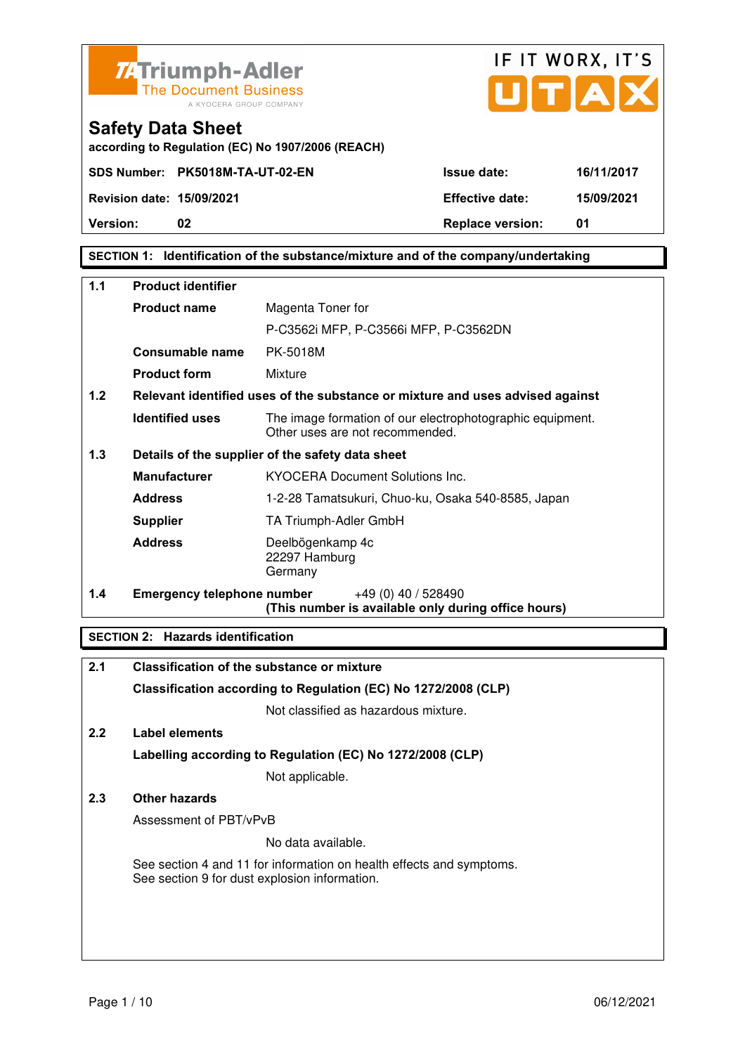Triumph-Adler
The Document Business
A KYOCERA GROUP COMPANY

IF IT WORX, IT'S UTAX

# Safety Data Sheet

**according to Regulation (EC) No 1907/2006 (REACH)**

| | | | |
|---|---|---|---|
| **SDS Number:** | **PK5018M-TA-UT-02-EN** | **Issue date:** | **16/11/2017** |
| **Revision date:** | **15/09/2021** | **Effective date:** | **15/09/2021** |
| **Version:** | **02** | **Replace version:** | **01** |

## SECTION 1: Identification of the substance/mixture and of the company/undertaking

### 1.1 Product identifier

| | |
|---|---|
| **Product name** | Magenta Toner for<br>P-C3562i MFP, P-C3566i MFP, P-C3562DN |
| **Consumable name** | PK-5018M |
| **Product form** | Mixture |

### 1.2 Relevant identified uses of the substance or mixture and uses advised against

| | |
|---|---|
| **Identified uses** | The image formation of our electrophotographic equipment.<br>Other uses are not recommended. |

### 1.3 Details of the supplier of the safety data sheet

| | |
|---|---|
| **Manufacturer** | KYOCERA Document Solutions Inc. |
| **Address** | 1-2-28 Tamatsukuri, Chuo-ku, Osaka 540-8585, Japan |
| **Supplier** | TA Triumph-Adler GmbH |
| **Address** | Deelbögenkamp 4c<br>22297 Hamburg<br>Germany |

### 1.4 Emergency telephone number

+49 (0) 40 / 528490
**(This number is available only during office hours)**

## SECTION 2: Hazards identification

### 2.1 Classification of the substance or mixture

**Classification according to Regulation (EC) No 1272/2008 (CLP)**

Not classified as hazardous mixture.

### 2.2 Label elements

**Labelling according to Regulation (EC) No 1272/2008 (CLP)**

Not applicable.

### 2.3 Other hazards

Assessment of PBT/vPvB

No data available.

See section 4 and 11 for information on health effects and symptoms.
See section 9 for dust explosion information.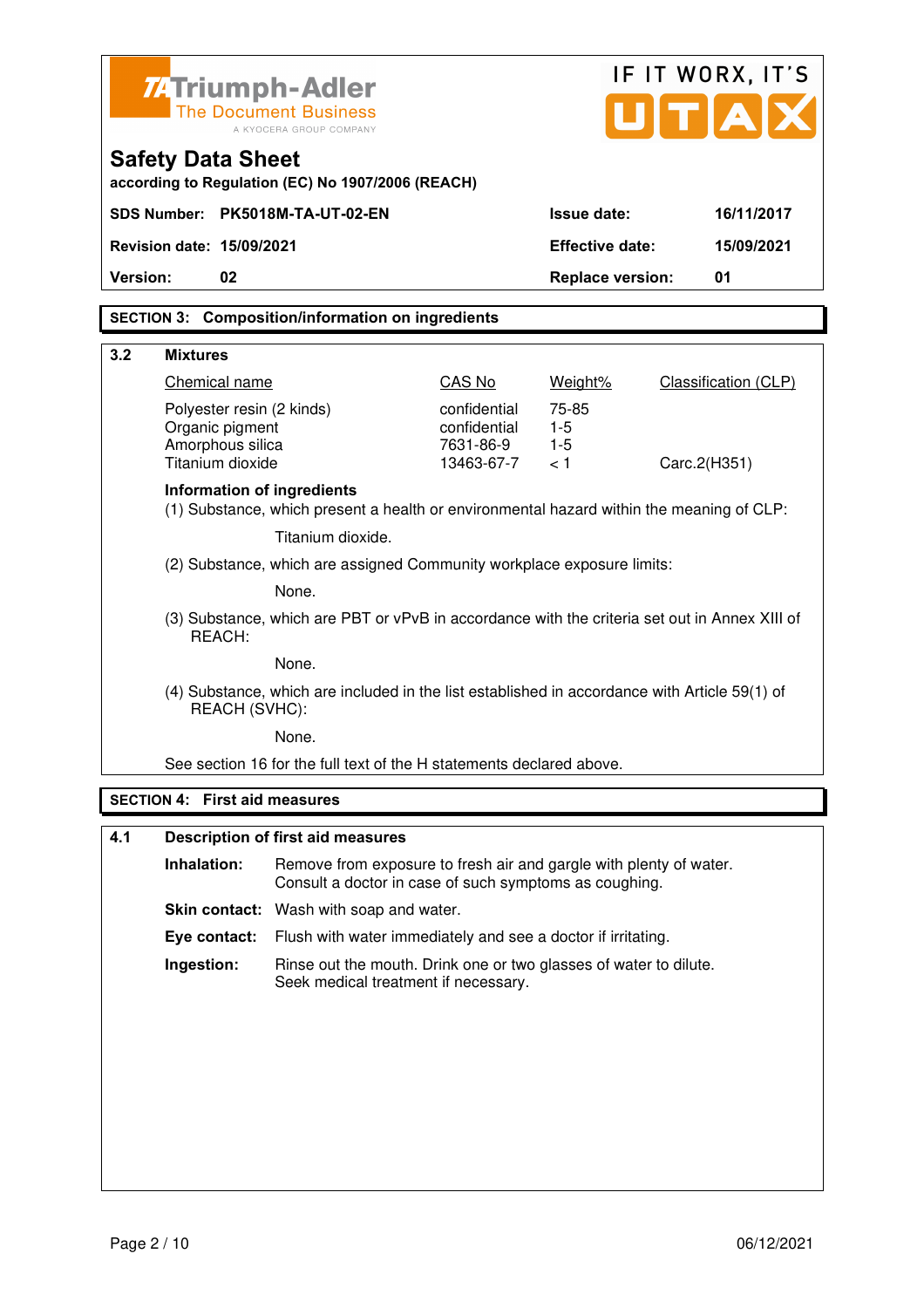Triumph-Adler
The Document Business
A KYOCERA GROUP COMPANY

IF IT WORX, IT'S UTAX

## Safety Data Sheet

**according to Regulation (EC) No 1907/2006 (REACH)**

| | | | |
|---|---|---|---|
| **SDS Number:** | **PK5018M-TA-UT-02-EN** | **Issue date:** | **16/11/2017** |
| **Revision date:** | **15/09/2021** | **Effective date:** | **15/09/2021** |
| **Version:** | **02** | **Replace version:** | **01** |

## SECTION 3: Composition/information on ingredients

### 3.2 Mixtures

| Chemical name | CAS No | Weight% | Classification (CLP) |
|---|---|---|---|
| Polyester resin (2 kinds) | confidential | 75-85 | |
| Organic pigment | confidential | 1-5 | |
| Amorphous silica | 7631-86-9 | 1-5 | |
| Titanium dioxide | 13463-67-7 | < 1 | Carc.2(H351) |

**Information of ingredients**

(1) Substance, which present a health or environmental hazard within the meaning of CLP:

Titanium dioxide.

(2) Substance, which are assigned Community workplace exposure limits:

None.

(3) Substance, which are PBT or vPvB in accordance with the criteria set out in Annex XIII of REACH:

None.

(4) Substance, which are included in the list established in accordance with Article 59(1) of REACH (SVHC):

None.

See section 16 for the full text of the H statements declared above.

## SECTION 4: First aid measures

### 4.1 Description of first aid measures

**Inhalation:** Remove from exposure to fresh air and gargle with plenty of water. Consult a doctor in case of such symptoms as coughing.

**Skin contact:** Wash with soap and water.

**Eye contact:** Flush with water immediately and see a doctor if irritating.

**Ingestion:** Rinse out the mouth. Drink one or two glasses of water to dilute. Seek medical treatment if necessary.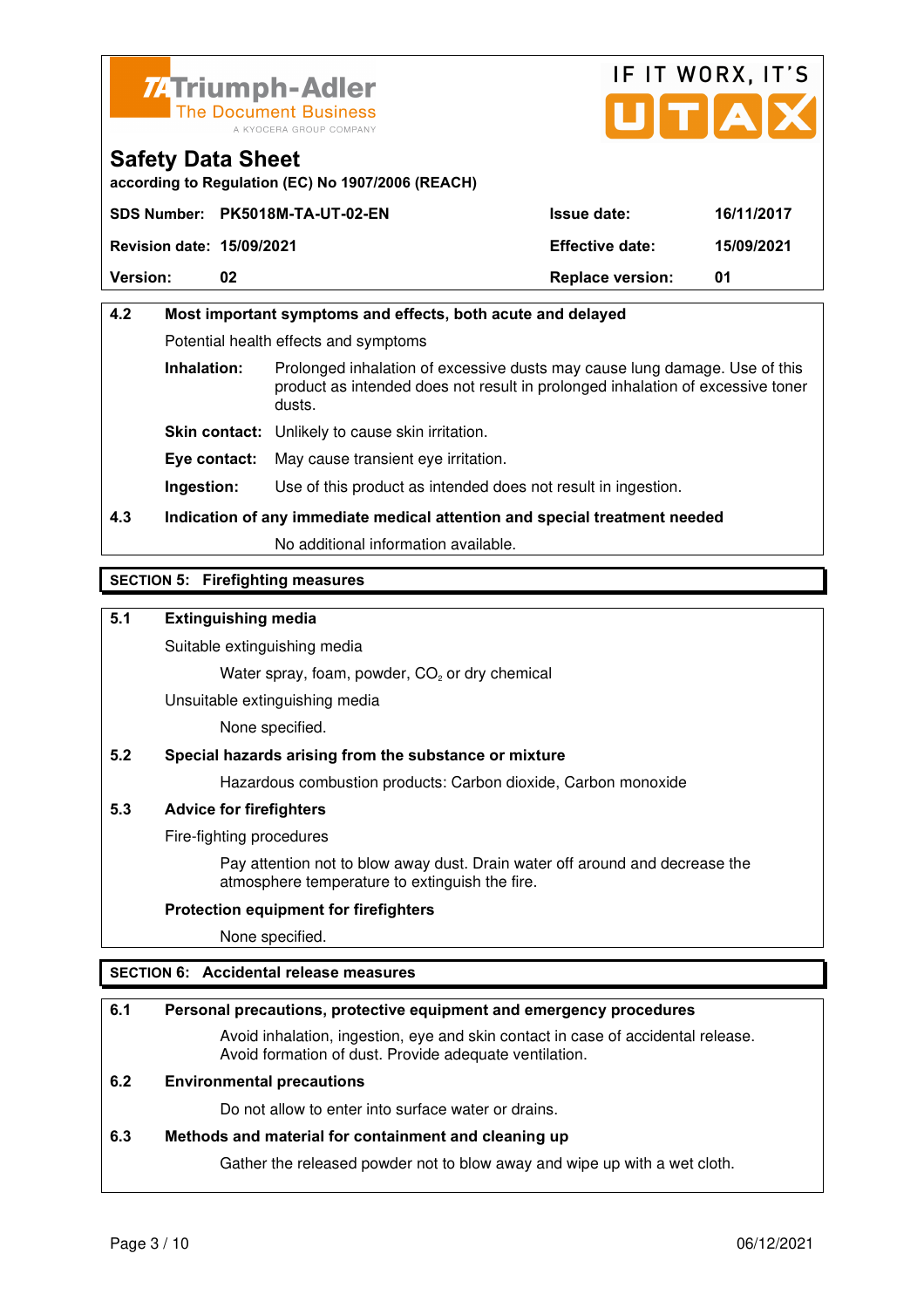**4.2 Most important symptoms and effects, both acute and delayed**

Potential health effects and symptoms

**Inhalation:** Prolonged inhalation of excessive dusts may cause lung damage. Use of this product as intended does not result in prolonged inhalation of excessive toner dusts.

**Skin contact:** Unlikely to cause skin irritation.

**Eye contact:** May cause transient eye irritation.

**Ingestion:** Use of this product as intended does not result in ingestion.

**4.3 Indication of any immediate medical attention and special treatment needed**

No additional information available.

## SECTION 5: Firefighting measures

**5.1 Extinguishing media**

Suitable extinguishing media

Water spray, foam, powder, $CO_2$ or dry chemical

Unsuitable extinguishing media

None specified.

**5.2 Special hazards arising from the substance or mixture**

Hazardous combustion products: Carbon dioxide, Carbon monoxide

**5.3 Advice for firefighters**

Fire-fighting procedures

Pay attention not to blow away dust. Drain water off around and decrease the atmosphere temperature to extinguish the fire.

**Protection equipment for firefighters**

None specified.

## SECTION 6: Accidental release measures

**6.1 Personal precautions, protective equipment and emergency procedures**

Avoid inhalation, ingestion, eye and skin contact in case of accidental release. Avoid formation of dust. Provide adequate ventilation.

**6.2 Environmental precautions**

Do not allow to enter into surface water or drains.

**6.3 Methods and material for containment and cleaning up**

Gather the released powder not to blow away and wipe up with a wet cloth.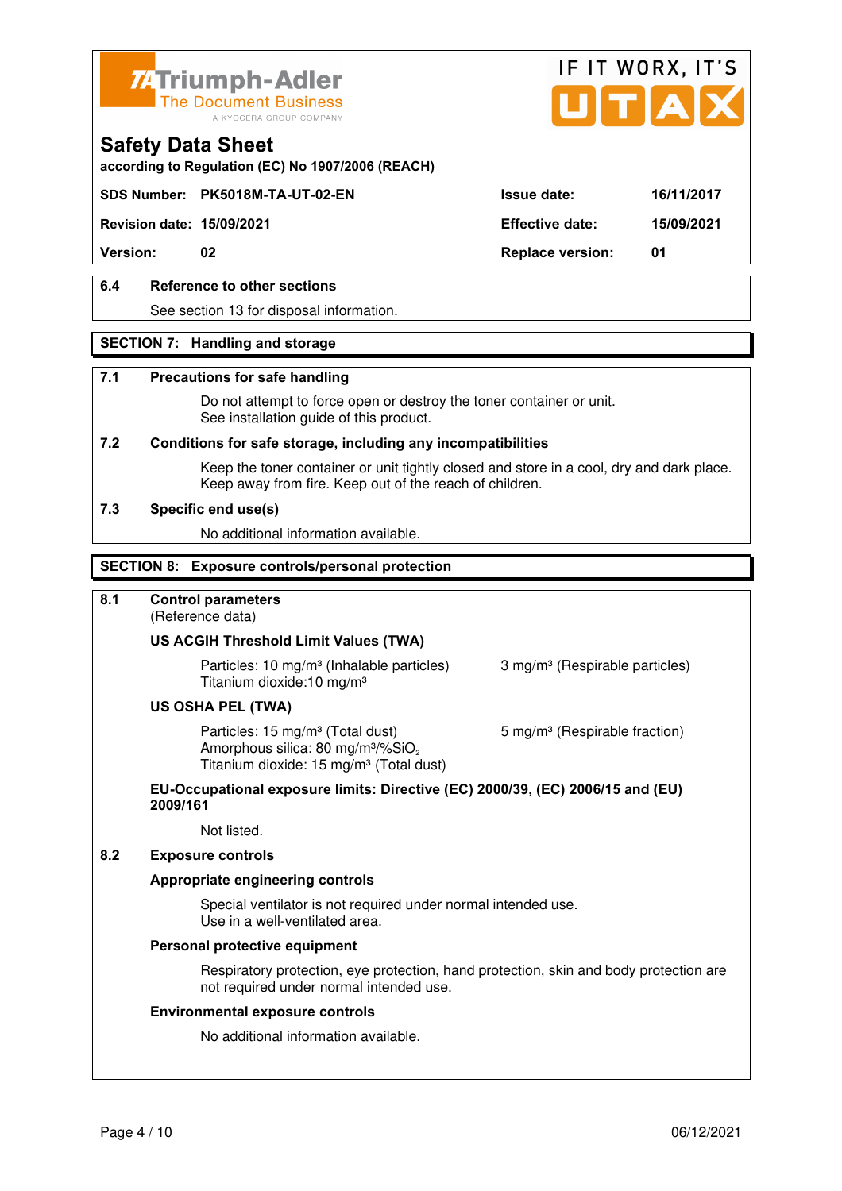# Safety Data Sheet

according to Regulation (EC) No 1907/2006 (REACH)

| SDS Number: | PK5018M-TA-UT-02-EN | Issue date: | 16/11/2017 |
| --- | --- | --- | --- |
| Revision date: | 15/09/2021 | Effective date: | 15/09/2021 |
| Version: | 02 | Replace version: | 01 |

### 6.4 Reference to other sections

See section 13 for disposal information.

## SECTION 7: Handling and storage

### 7.1 Precautions for safe handling

Do not attempt to force open or destroy the toner container or unit.
See installation guide of this product.

### 7.2 Conditions for safe storage, including any incompatibilities

Keep the toner container or unit tightly closed and store in a cool, dry and dark place.
Keep away from fire. Keep out of the reach of children.

### 7.3 Specific end use(s)

No additional information available.

## SECTION 8: Exposure controls/personal protection

### 8.1 Control parameters

(Reference data)

**US ACGIH Threshold Limit Values (TWA)**

Particles: 10 mg/m³ (Inhalable particles) 3 mg/m³ (Respirable particles)
Titanium dioxide:10 mg/m³

**US OSHA PEL (TWA)**

Particles: 15 mg/m³ (Total dust) 5 mg/m³ (Respirable fraction)
Amorphous silica: 80 mg/m³/%$SiO_2$
Titanium dioxide: 15 mg/m³ (Total dust)

**EU-Occupational exposure limits: Directive (EC) 2000/39, (EC) 2006/15 and (EU) 2009/161**

Not listed.

### 8.2 Exposure controls

**Appropriate engineering controls**

Special ventilator is not required under normal intended use.
Use in a well-ventilated area.

**Personal protective equipment**

Respiratory protection, eye protection, hand protection, skin and body protection are not required under normal intended use.

**Environmental exposure controls**

No additional information available.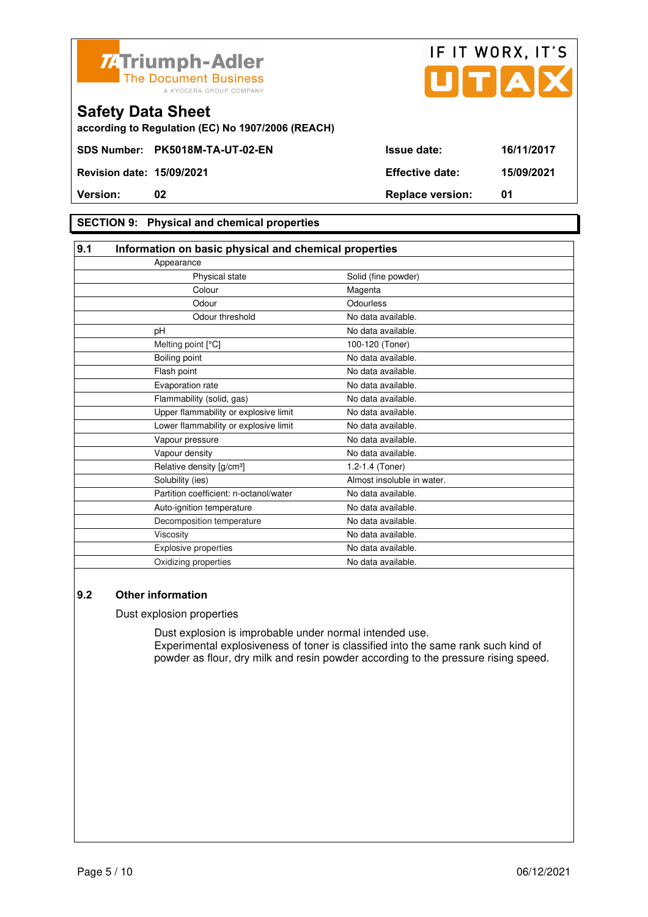**Safety Data Sheet**

**according to Regulation (EC) No 1907/2006 (REACH)**

| | | | |
|---|---|---|---|
| **SDS Number:** | **PK5018M-TA-UT-02-EN** | **Issue date:** | **16/11/2017** |
| **Revision date:** | **15/09/2021** | **Effective date:** | **15/09/2021** |
| **Version:** | **02** | **Replace version:** | **01** |

## SECTION 9: Physical and chemical properties

### 9.1 Information on basic physical and chemical properties

| Property | Value |
|---|---|
| Appearance | |
| Physical state | Solid (fine powder) |
| Colour | Magenta |
| Odour | Odourless |
| Odour threshold | No data available. |
| pH | No data available. |
| Melting point [°C] | 100-120 (Toner) |
| Boiling point | No data available. |
| Flash point | No data available. |
| Evaporation rate | No data available. |
| Flammability (solid, gas) | No data available. |
| Upper flammability or explosive limit | No data available. |
| Lower flammability or explosive limit | No data available. |
| Vapour pressure | No data available. |
| Vapour density | No data available. |
| Relative density [g/cm³] | 1.2-1.4 (Toner) |
| Solubility (ies) | Almost insoluble in water. |
| Partition coefficient: n-octanol/water | No data available. |
| Auto-ignition temperature | No data available. |
| Decomposition temperature | No data available. |
| Viscosity | No data available. |
| Explosive properties | No data available. |
| Oxidizing properties | No data available. |

### 9.2 Other information

Dust explosion properties

Dust explosion is improbable under normal intended use.
Experimental explosiveness of toner is classified into the same rank such kind of powder as flour, dry milk and resin powder according to the pressure rising speed.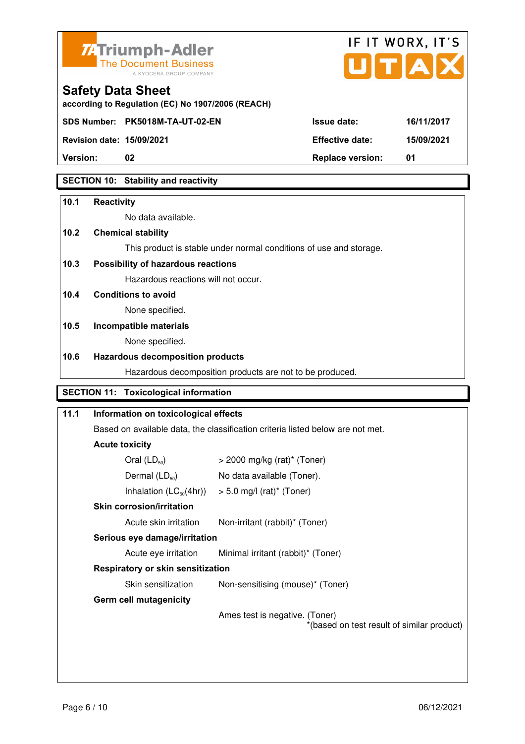## SECTION 10: Stability and reactivity

**10.1 Reactivity**

No data available.

**10.2 Chemical stability**

This product is stable under normal conditions of use and storage.

**10.3 Possibility of hazardous reactions**

Hazardous reactions will not occur.

**10.4 Conditions to avoid**

None specified.

**10.5 Incompatible materials**

None specified.

**10.6 Hazardous decomposition products**

Hazardous decomposition products are not to be produced.

## SECTION 11: Toxicological information

**11.1 Information on toxicological effects**

Based on available data, the classification criteria listed below are not met.

**Acute toxicity**

| | |
|---|---|
| Oral ($LD_{50}$) | > 2000 mg/kg (rat)* (Toner) |
| Dermal ($LD_{50}$) | No data available (Toner). |
| Inhalation ($LC_{50}$(4hr)) | > 5.0 mg/l (rat)* (Toner) |

**Skin corrosion/irritation**

| | |
|---|---|
| Acute skin irritation | Non-irritant (rabbit)* (Toner) |

**Serious eye damage/irritation**

| | |
|---|---|
| Acute eye irritation | Minimal irritant (rabbit)* (Toner) |

**Respiratory or skin sensitization**

| | |
|---|---|
| Skin sensitization | Non-sensitising (mouse)* (Toner) |

**Germ cell mutagenicity**

Ames test is negative. (Toner)

*(based on test result of similar product)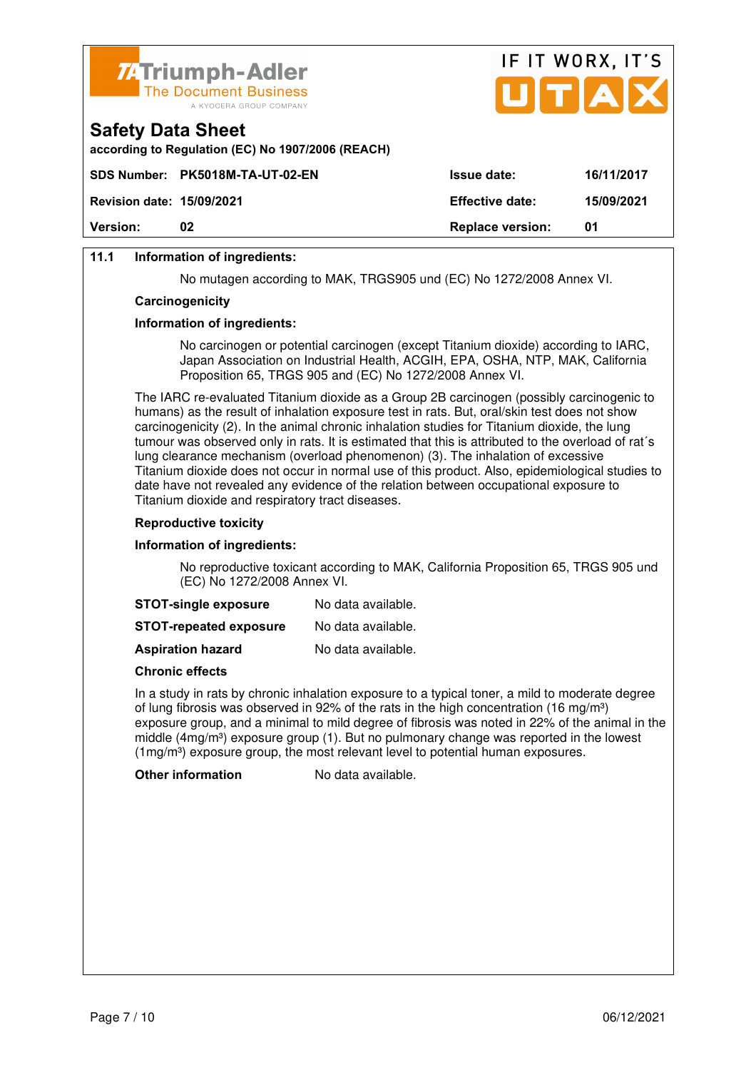**11.1 Information of ingredients:**

No mutagen according to MAK, TRGS905 und (EC) No 1272/2008 Annex VI.

**Carcinogenicity**

**Information of ingredients:**

No carcinogen or potential carcinogen (except Titanium dioxide) according to IARC, Japan Association on Industrial Health, ACGIH, EPA, OSHA, NTP, MAK, California Proposition 65, TRGS 905 and (EC) No 1272/2008 Annex VI.

The IARC re-evaluated Titanium dioxide as a Group 2B carcinogen (possibly carcinogenic to humans) as the result of inhalation exposure test in rats. But, oral/skin test does not show carcinogenicity (2). In the animal chronic inhalation studies for Titanium dioxide, the lung tumour was observed only in rats. It is estimated that this is attributed to the overload of rat´s lung clearance mechanism (overload phenomenon) (3). The inhalation of excessive Titanium dioxide does not occur in normal use of this product. Also, epidemiological studies to date have not revealed any evidence of the relation between occupational exposure to Titanium dioxide and respiratory tract diseases.

**Reproductive toxicity**

**Information of ingredients:**

No reproductive toxicant according to MAK, California Proposition 65, TRGS 905 und (EC) No 1272/2008 Annex VI.

**STOT-single exposure** No data available.

**STOT-repeated exposure** No data available.

**Aspiration hazard** No data available.

**Chronic effects**

In a study in rats by chronic inhalation exposure to a typical toner, a mild to moderate degree of lung fibrosis was observed in 92% of the rats in the high concentration (16 mg/m³) exposure group, and a minimal to mild degree of fibrosis was noted in 22% of the animal in the middle (4mg/m³) exposure group (1). But no pulmonary change was reported in the lowest (1mg/m³) exposure group, the most relevant level to potential human exposures.

**Other information** No data available.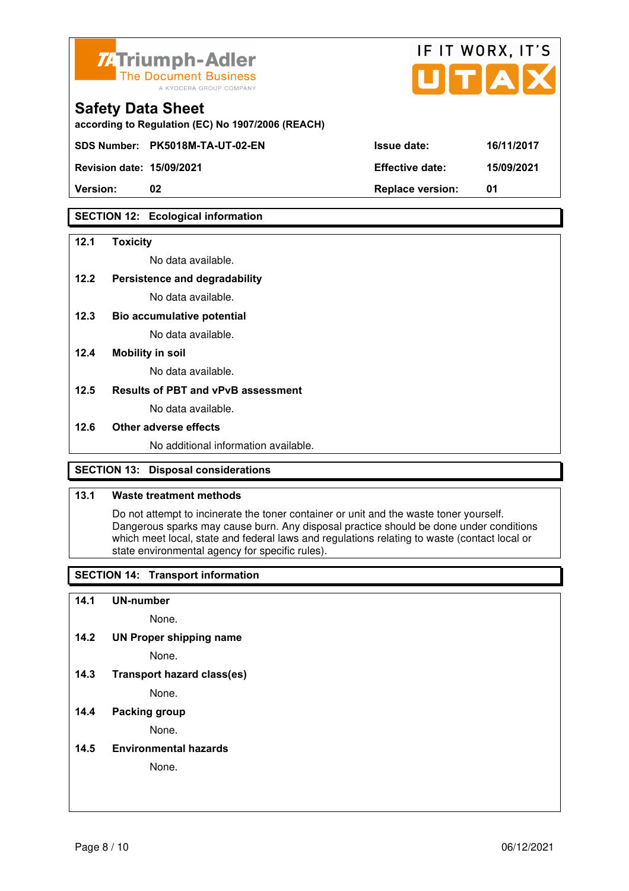## SECTION 12: Ecological information

**12.1 Toxicity**

No data available.

**12.2 Persistence and degradability**

No data available.

**12.3 Bio accumulative potential**

No data available.

**12.4 Mobility in soil**

No data available.

**12.5 Results of PBT and vPvB assessment**

No data available.

**12.6 Other adverse effects**

No additional information available.

## SECTION 13: Disposal considerations

**13.1 Waste treatment methods**

Do not attempt to incinerate the toner container or unit and the waste toner yourself. Dangerous sparks may cause burn. Any disposal practice should be done under conditions which meet local, state and federal laws and regulations relating to waste (contact local or state environmental agency for specific rules).

## SECTION 14: Transport information

**14.1 UN-number**

None.

**14.2 UN Proper shipping name**

None.

**14.3 Transport hazard class(es)**

None.

**14.4 Packing group**

None.

**14.5 Environmental hazards**

None.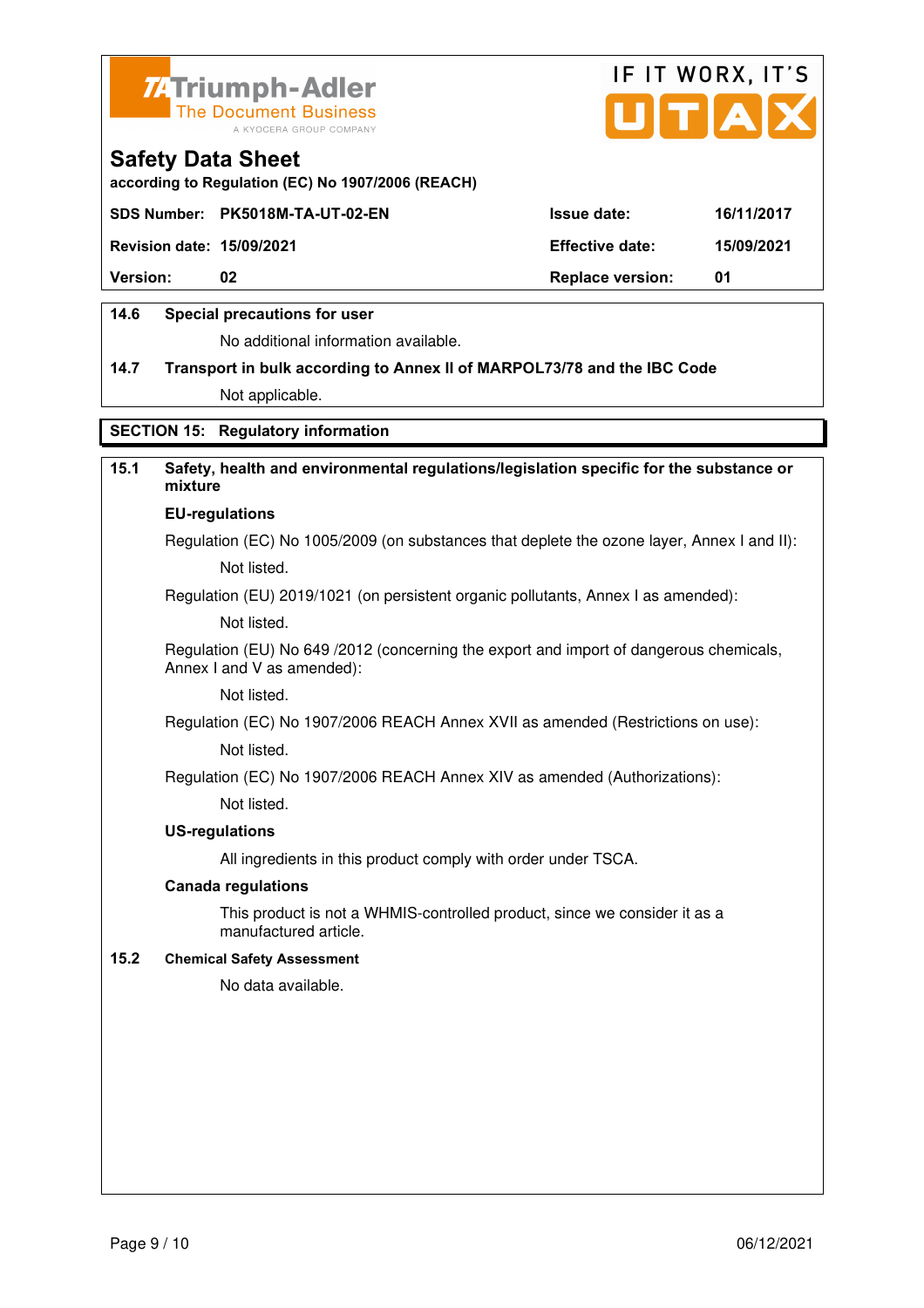### 14.6 Special precautions for user

No additional information available.

### 14.7 Transport in bulk according to Annex II of MARPOL73/78 and the IBC Code

Not applicable.

## SECTION 15: Regulatory information

### 15.1 Safety, health and environmental regulations/legislation specific for the substance or mixture

**EU-regulations**

Regulation (EC) No 1005/2009 (on substances that deplete the ozone layer, Annex I and II):

Not listed.

Regulation (EU) 2019/1021 (on persistent organic pollutants, Annex I as amended):

Not listed.

Regulation (EU) No 649 /2012 (concerning the export and import of dangerous chemicals, Annex I and V as amended):

Not listed.

Regulation (EC) No 1907/2006 REACH Annex XVII as amended (Restrictions on use):

Not listed.

Regulation (EC) No 1907/2006 REACH Annex XIV as amended (Authorizations):

Not listed.

**US-regulations**

All ingredients in this product comply with order under TSCA.

**Canada regulations**

This product is not a WHMIS-controlled product, since we consider it as a manufactured article.

### 15.2 Chemical Safety Assessment

No data available.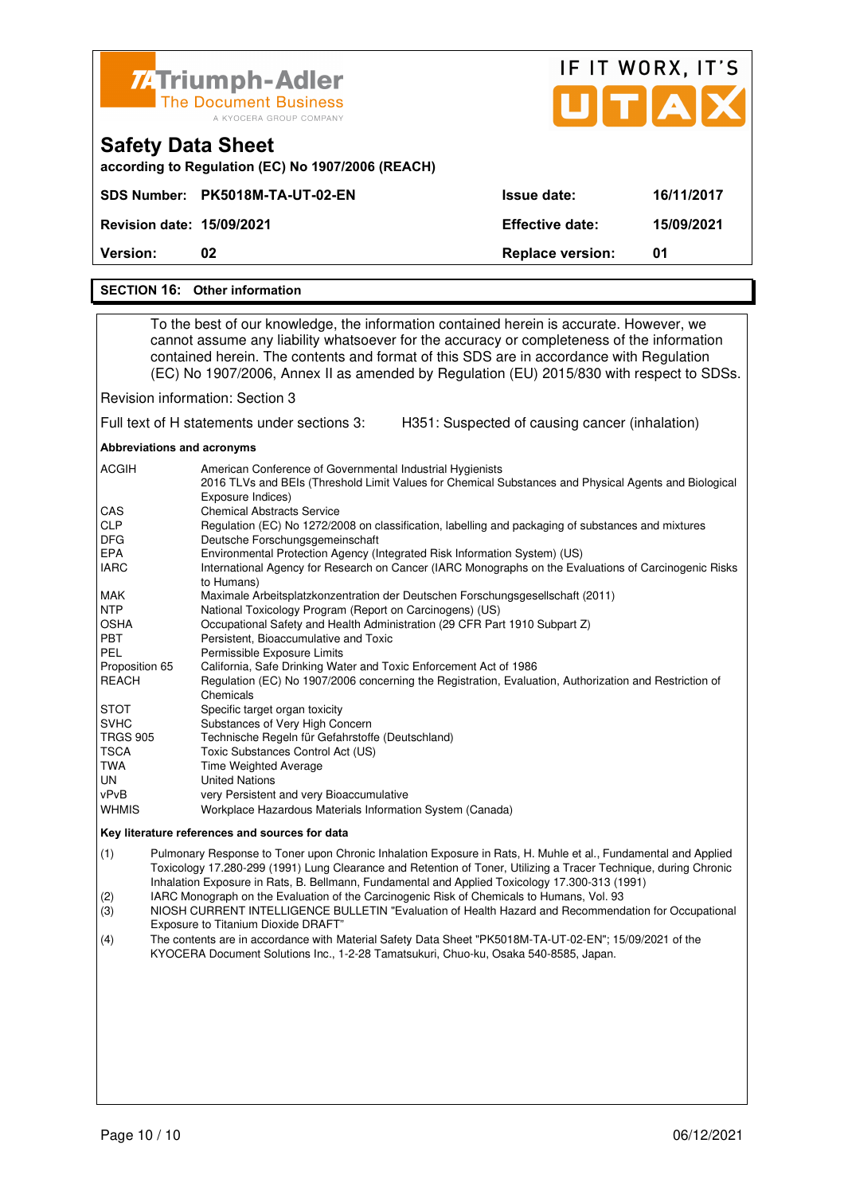**Triumph-Adler** The Document Business — A KYOCERA GROUP COMPANY

IF IT WORX, IT'S UTAX

# Safety Data Sheet

**according to Regulation (EC) No 1907/2006 (REACH)**

| **SDS Number:** | **PK5018M-TA-UT-02-EN** | **Issue date:** | **16/11/2017** |
|---|---|---|---|
| **Revision date:** | **15/09/2021** | **Effective date:** | **15/09/2021** |
| **Version:** | **02** | **Replace version:** | **01** |

## SECTION 16: Other information

To the best of our knowledge, the information contained herein is accurate. However, we cannot assume any liability whatsoever for the accuracy or completeness of the information contained herein. The contents and format of this SDS are in accordance with Regulation (EC) No 1907/2006, Annex II as amended by Regulation (EU) 2015/830 with respect to SDSs.

Revision information: Section 3

Full text of H statements under sections 3: H351: Suspected of causing cancer (inhalation)

**Abbreviations and acronyms**

| | |
|---|---|
| ACGIH | American Conference of Governmental Industrial Hygienists<br>2016 TLVs and BEIs (Threshold Limit Values for Chemical Substances and Physical Agents and Biological Exposure Indices) |
| CAS | Chemical Abstracts Service |
| CLP | Regulation (EC) No 1272/2008 on classification, labelling and packaging of substances and mixtures |
| DFG | Deutsche Forschungsgemeinschaft |
| EPA | Environmental Protection Agency (Integrated Risk Information System) (US) |
| IARC | International Agency for Research on Cancer (IARC Monographs on the Evaluations of Carcinogenic Risks to Humans) |
| MAK | Maximale Arbeitsplatzkonzentration der Deutschen Forschungsgesellschaft (2011) |
| NTP | National Toxicology Program (Report on Carcinogens) (US) |
| OSHA | Occupational Safety and Health Administration (29 CFR Part 1910 Subpart Z) |
| PBT | Persistent, Bioaccumulative and Toxic |
| PEL | Permissible Exposure Limits |
| Proposition 65 | California, Safe Drinking Water and Toxic Enforcement Act of 1986 |
| REACH | Regulation (EC) No 1907/2006 concerning the Registration, Evaluation, Authorization and Restriction of Chemicals |
| STOT | Specific target organ toxicity |
| SVHC | Substances of Very High Concern |
| TRGS 905 | Technische Regeln für Gefahrstoffe (Deutschland) |
| TSCA | Toxic Substances Control Act (US) |
| TWA | Time Weighted Average |
| UN | United Nations |
| vPvB | very Persistent and very Bioaccumulative |
| WHMIS | Workplace Hazardous Materials Information System (Canada) |

**Key literature references and sources for data**

(1) Pulmonary Response to Toner upon Chronic Inhalation Exposure in Rats, H. Muhle et al., Fundamental and Applied Toxicology 17.280-299 (1991) Lung Clearance and Retention of Toner, Utilizing a Tracer Technique, during Chronic Inhalation Exposure in Rats, B. Bellmann, Fundamental and Applied Toxicology 17.300-313 (1991)

(2) IARC Monograph on the Evaluation of the Carcinogenic Risk of Chemicals to Humans, Vol. 93

(3) NIOSH CURRENT INTELLIGENCE BULLETIN "Evaluation of Health Hazard and Recommendation for Occupational Exposure to Titanium Dioxide DRAFT"

(4) The contents are in accordance with Material Safety Data Sheet "PK5018M-TA-UT-02-EN"; 15/09/2021 of the KYOCERA Document Solutions Inc., 1-2-28 Tamatsukuri, Chuo-ku, Osaka 540-8585, Japan.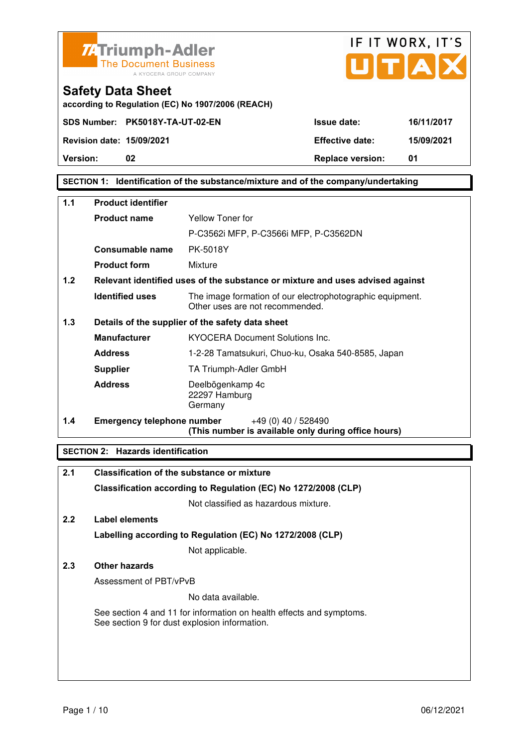**TA Triumph-Adler** The Document Business
A KYOCERA GROUP COMPANY

IF IT WORX, IT'S UTAX

# Safety Data Sheet

according to Regulation (EC) No 1907/2006 (REACH)

| | | | |
|---|---|---|---|
| **SDS Number:** | **PK5018Y-TA-UT-02-EN** | **Issue date:** | **16/11/2017** |
| **Revision date:** | **15/09/2021** | **Effective date:** | **15/09/2021** |
| **Version:** | **02** | **Replace version:** | **01** |

## SECTION 1: Identification of the substance/mixture and of the company/undertaking

**1.1 Product identifier**

| | |
|---|---|
| **Product name** | Yellow Toner for<br>P-C3562i MFP, P-C3566i MFP, P-C3562DN |
| **Consumable name** | PK-5018Y |
| **Product form** | Mixture |

**1.2 Relevant identified uses of the substance or mixture and uses advised against**

| | |
|---|---|
| **Identified uses** | The image formation of our electrophotographic equipment.<br>Other uses are not recommended. |

**1.3 Details of the supplier of the safety data sheet**

| | |
|---|---|
| **Manufacturer** | KYOCERA Document Solutions Inc. |
| **Address** | 1-2-28 Tamatsukuri, Chuo-ku, Osaka 540-8585, Japan |
| **Supplier** | TA Triumph-Adler GmbH |
| **Address** | Deelbögenkamp 4c<br>22297 Hamburg<br>Germany |

**1.4 Emergency telephone number** +49 (0) 40 / 528490
**(This number is available only during office hours)**

## SECTION 2: Hazards identification

**2.1 Classification of the substance or mixture**

**Classification according to Regulation (EC) No 1272/2008 (CLP)**

Not classified as hazardous mixture.

**2.2 Label elements**

**Labelling according to Regulation (EC) No 1272/2008 (CLP)**

Not applicable.

**2.3 Other hazards**

Assessment of PBT/vPvB

No data available.

See section 4 and 11 for information on health effects and symptoms.
See section 9 for dust explosion information.

06/12/2021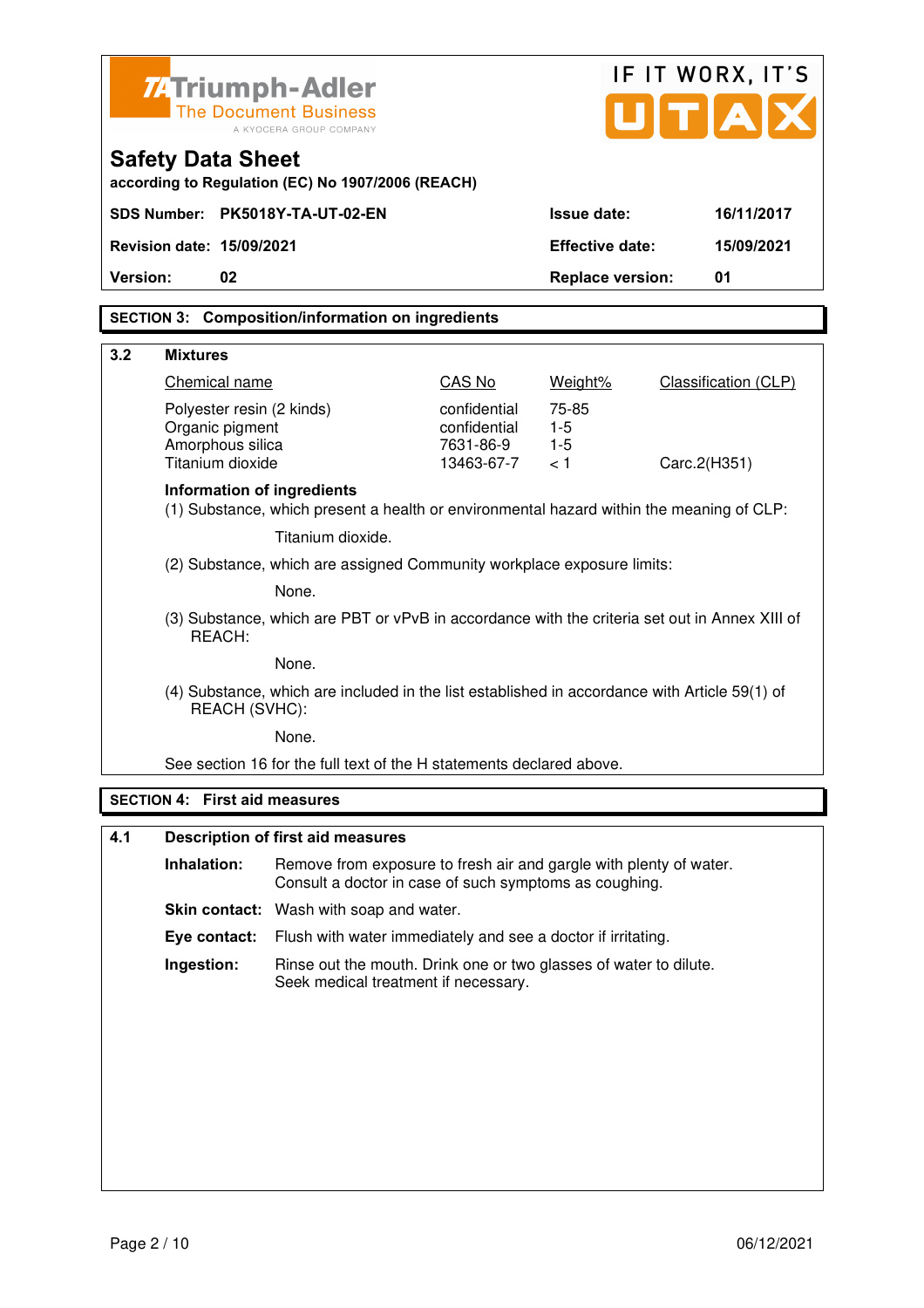# Safety Data Sheet

according to Regulation (EC) No 1907/2006 (REACH)

| | | | |
|---|---|---|---|
| **SDS Number:** | **PK5018Y-TA-UT-02-EN** | **Issue date:** | **16/11/2017** |
| **Revision date:** | **15/09/2021** | **Effective date:** | **15/09/2021** |
| **Version:** | **02** | **Replace version:** | **01** |

## SECTION 3: Composition/information on ingredients

### 3.2 Mixtures

| Chemical name | CAS No | Weight% | Classification (CLP) |
|---|---|---|---|
| Polyester resin (2 kinds) | confidential | 75-85 | |
| Organic pigment | confidential | 1-5 | |
| Amorphous silica | 7631-86-9 | 1-5 | |
| Titanium dioxide | 13463-67-7 | < 1 | Carc.2(H351) |

**Information of ingredients**

(1) Substance, which present a health or environmental hazard within the meaning of CLP:

Titanium dioxide.

(2) Substance, which are assigned Community workplace exposure limits:

None.

(3) Substance, which are PBT or vPvB in accordance with the criteria set out in Annex XIII of REACH:

None.

(4) Substance, which are included in the list established in accordance with Article 59(1) of REACH (SVHC):

None.

See section 16 for the full text of the H statements declared above.

## SECTION 4: First aid measures

### 4.1 Description of first aid measures

**Inhalation:** Remove from exposure to fresh air and gargle with plenty of water. Consult a doctor in case of such symptoms as coughing.

**Skin contact:** Wash with soap and water.

**Eye contact:** Flush with water immediately and see a doctor if irritating.

**Ingestion:** Rinse out the mouth. Drink one or two glasses of water to dilute. Seek medical treatment if necessary.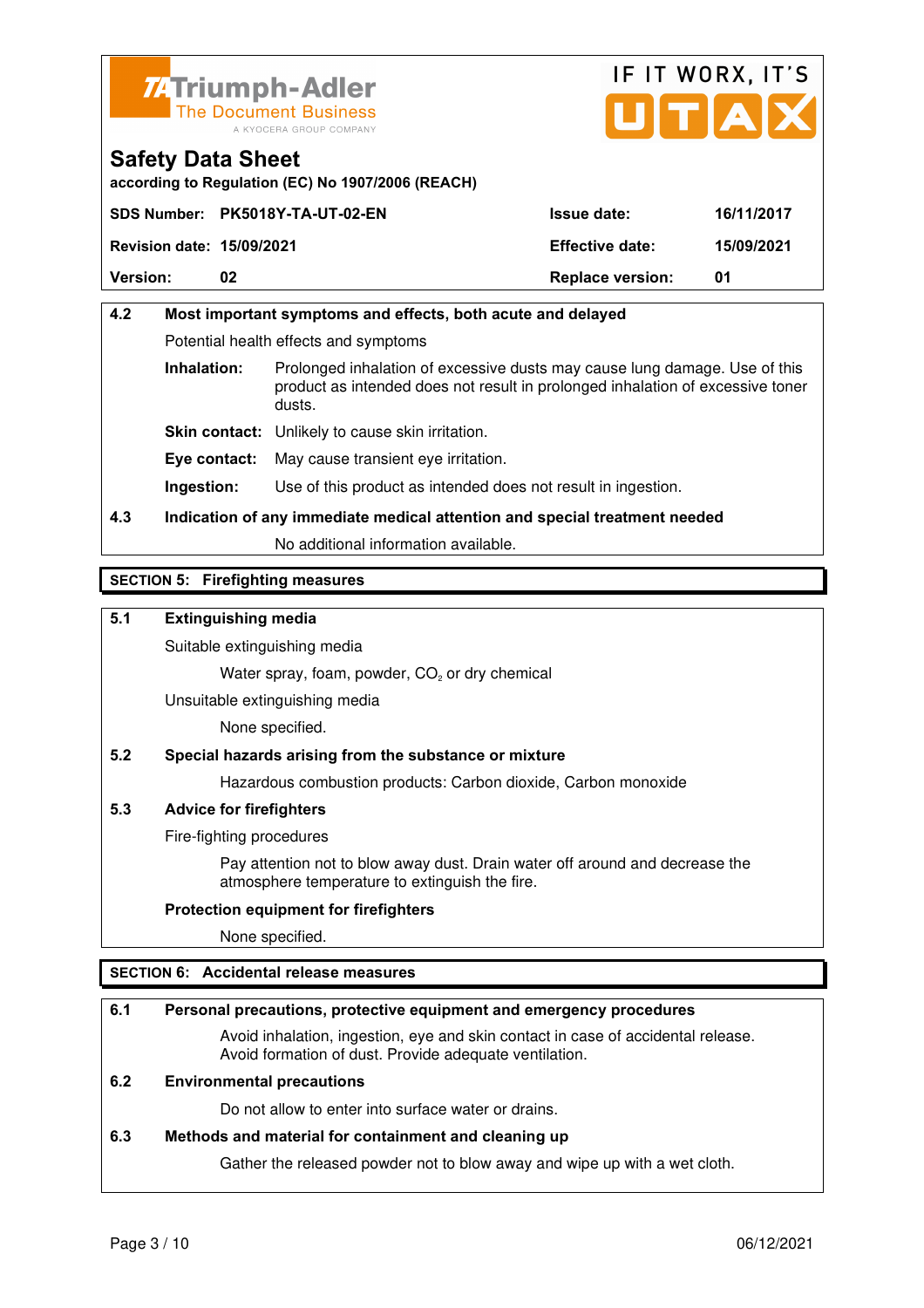# Safety Data Sheet

according to Regulation (EC) No 1907/2006 (REACH)

| SDS Number: | PK5018Y-TA-UT-02-EN | Issue date: | 16/11/2017 |
|---|---|---|---|
| Revision date: | 15/09/2021 | Effective date: | 15/09/2021 |
| Version: | 02 | Replace version: | 01 |

**4.2 Most important symptoms and effects, both acute and delayed**

Potential health effects and symptoms

**Inhalation:** Prolonged inhalation of excessive dusts may cause lung damage. Use of this product as intended does not result in prolonged inhalation of excessive toner dusts.

**Skin contact:** Unlikely to cause skin irritation.

**Eye contact:** May cause transient eye irritation.

**Ingestion:** Use of this product as intended does not result in ingestion.

**4.3 Indication of any immediate medical attention and special treatment needed**

No additional information available.

## SECTION 5: Firefighting measures

**5.1 Extinguishing media**

Suitable extinguishing media

Water spray, foam, powder, $CO_2$ or dry chemical

Unsuitable extinguishing media

None specified.

**5.2 Special hazards arising from the substance or mixture**

Hazardous combustion products: Carbon dioxide, Carbon monoxide

**5.3 Advice for firefighters**

Fire-fighting procedures

Pay attention not to blow away dust. Drain water off around and decrease the atmosphere temperature to extinguish the fire.

**Protection equipment for firefighters**

None specified.

## SECTION 6: Accidental release measures

**6.1 Personal precautions, protective equipment and emergency procedures**

Avoid inhalation, ingestion, eye and skin contact in case of accidental release. Avoid formation of dust. Provide adequate ventilation.

**6.2 Environmental precautions**

Do not allow to enter into surface water or drains.

**6.3 Methods and material for containment and cleaning up**

Gather the released powder not to blow away and wipe up with a wet cloth.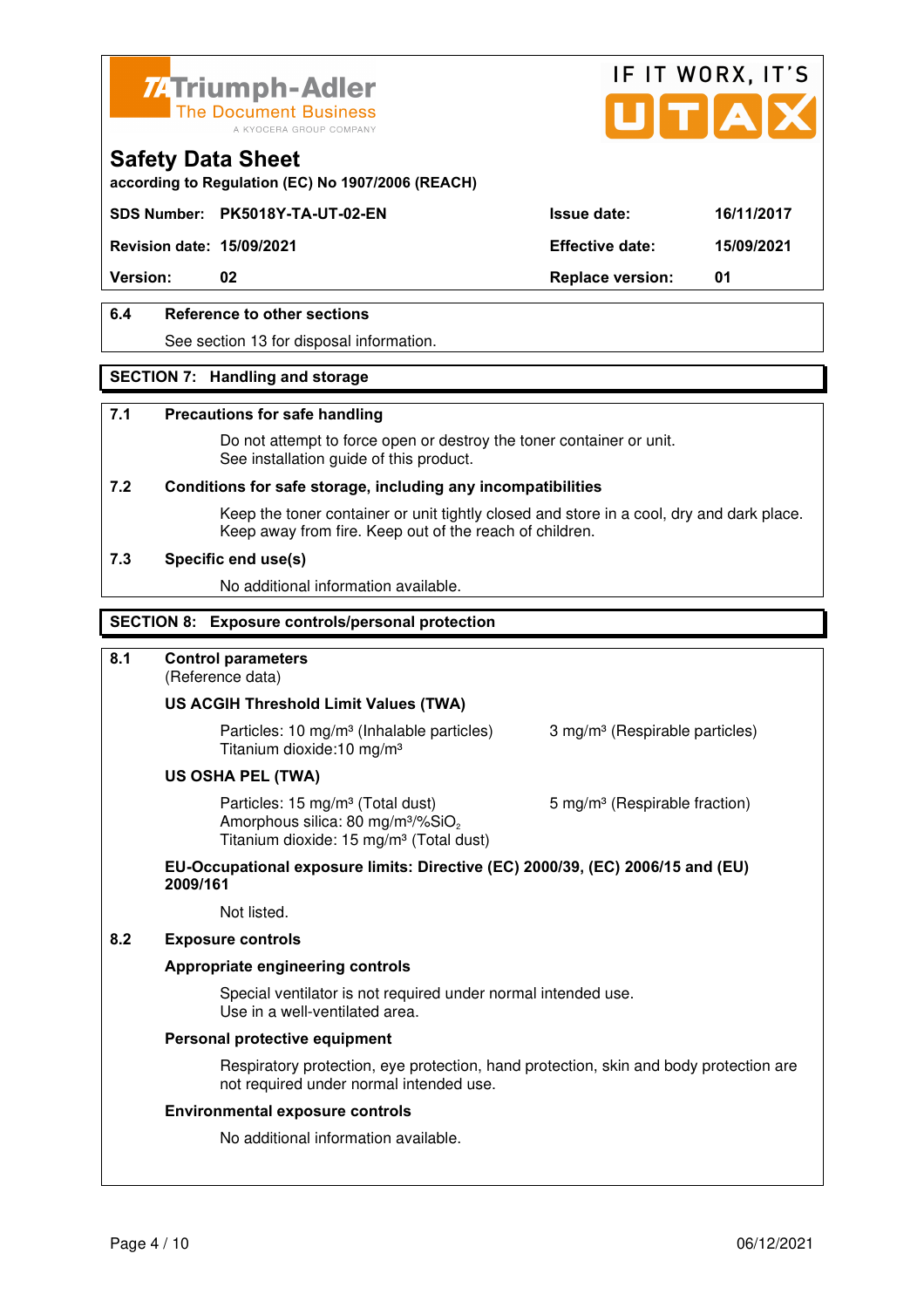**Safety Data Sheet**

according to Regulation (EC) No 1907/2006 (REACH)

| | | | |
|---|---|---|---|
| **SDS Number:** | **PK5018Y-TA-UT-02-EN** | **Issue date:** | **16/11/2017** |
| **Revision date:** | **15/09/2021** | **Effective date:** | **15/09/2021** |
| **Version:** | **02** | **Replace version:** | **01** |

**6.4 Reference to other sections**

See section 13 for disposal information.

## SECTION 7: Handling and storage

**7.1 Precautions for safe handling**

Do not attempt to force open or destroy the toner container or unit.
See installation guide of this product.

**7.2 Conditions for safe storage, including any incompatibilities**

Keep the toner container or unit tightly closed and store in a cool, dry and dark place.
Keep away from fire. Keep out of the reach of children.

**7.3 Specific end use(s)**

No additional information available.

## SECTION 8: Exposure controls/personal protection

**8.1 Control parameters**
(Reference data)

**US ACGIH Threshold Limit Values (TWA)**

Particles: 10 mg/m³ (Inhalable particles) 3 mg/m³ (Respirable particles)
Titanium dioxide:10 mg/m³

**US OSHA PEL (TWA)**

Particles: 15 mg/m³ (Total dust) 5 mg/m³ (Respirable fraction)
Amorphous silica: 80 mg/m³/%$SiO_2$
Titanium dioxide: 15 mg/m³ (Total dust)

**EU-Occupational exposure limits: Directive (EC) 2000/39, (EC) 2006/15 and (EU) 2009/161**

Not listed.

**8.2 Exposure controls**

**Appropriate engineering controls**

Special ventilator is not required under normal intended use.
Use in a well-ventilated area.

**Personal protective equipment**

Respiratory protection, eye protection, hand protection, skin and body protection are not required under normal intended use.

**Environmental exposure controls**

No additional information available.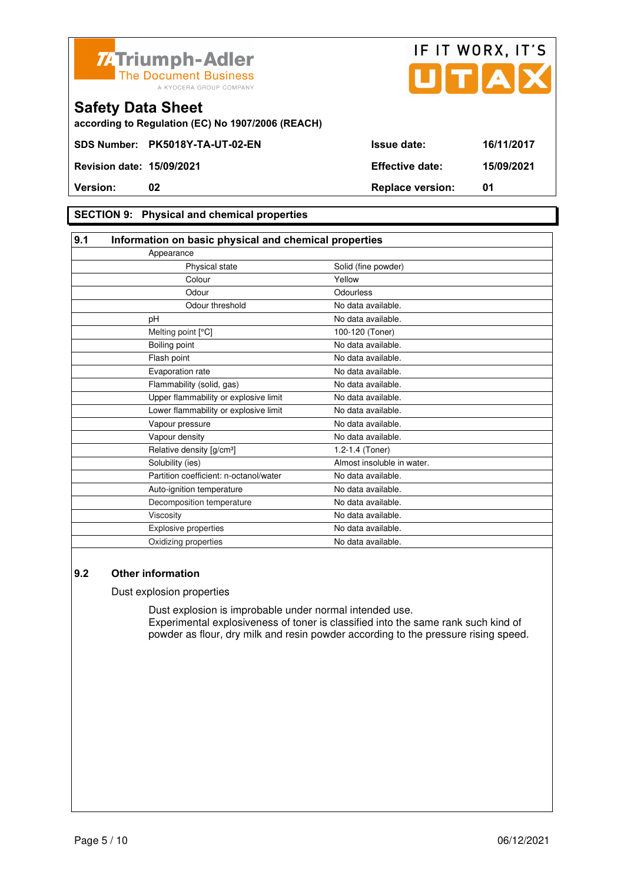## SECTION 9: Physical and chemical properties

### 9.1 Information on basic physical and chemical properties

| Property | Value |
|---|---|
| Appearance | |
| Physical state | Solid (fine powder) |
| Colour | Yellow |
| Odour | Odourless |
| Odour threshold | No data available. |
| pH | No data available. |
| Melting point [°C] | 100-120 (Toner) |
| Boiling point | No data available. |
| Flash point | No data available. |
| Evaporation rate | No data available. |
| Flammability (solid, gas) | No data available. |
| Upper flammability or explosive limit | No data available. |
| Lower flammability or explosive limit | No data available. |
| Vapour pressure | No data available. |
| Vapour density | No data available. |
| Relative density [g/cm³] | 1.2-1.4 (Toner) |
| Solubility (ies) | Almost insoluble in water. |
| Partition coefficient: n-octanol/water | No data available. |
| Auto-ignition temperature | No data available. |
| Decomposition temperature | No data available. |
| Viscosity | No data available. |
| Explosive properties | No data available. |
| Oxidizing properties | No data available. |

### 9.2 Other information

Dust explosion properties

Dust explosion is improbable under normal intended use.
Experimental explosiveness of toner is classified into the same rank such kind of powder as flour, dry milk and resin powder according to the pressure rising speed.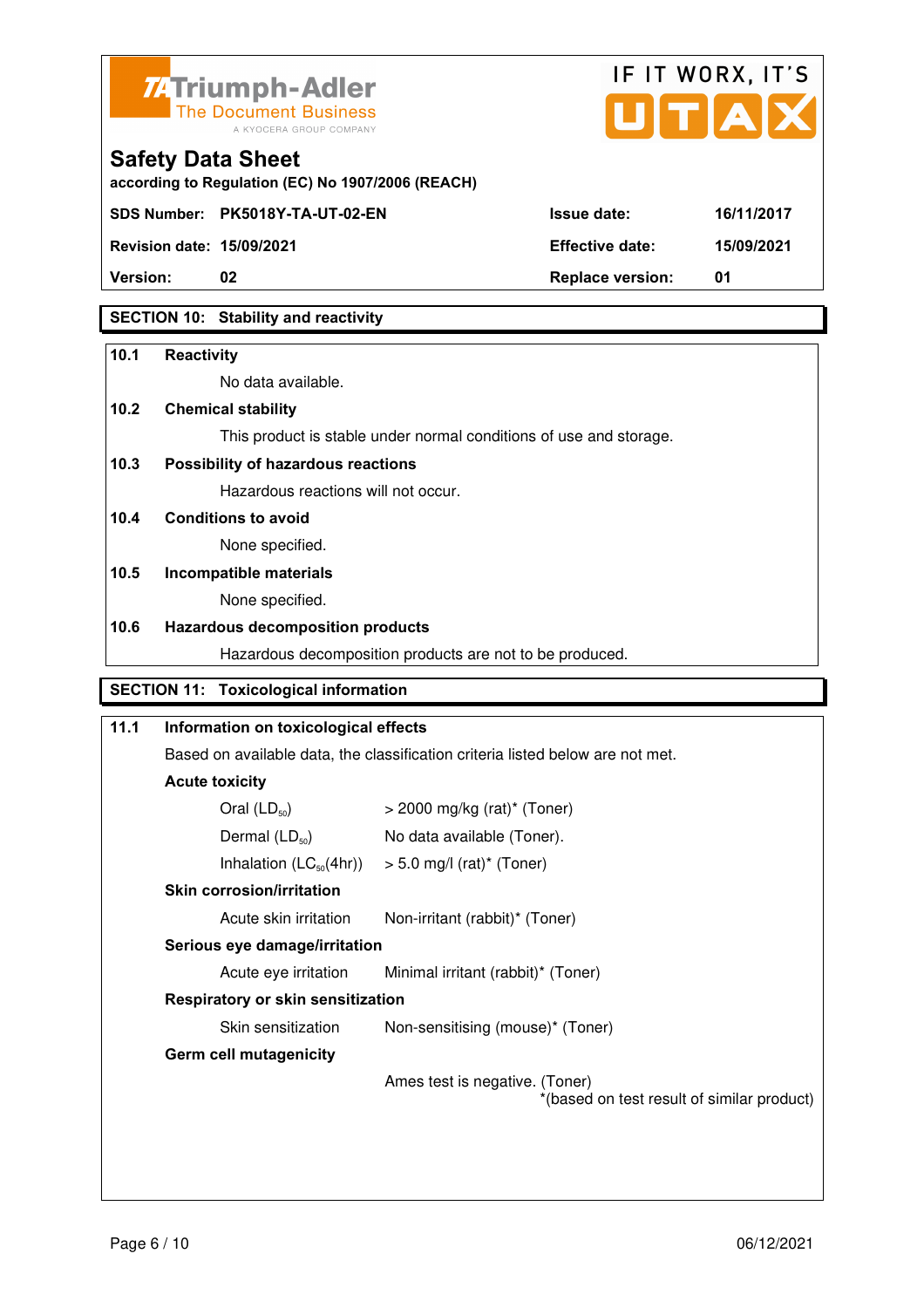Triumph-Adler
The Document Business
A KYOCERA GROUP COMPANY

IF IT WORX, IT'S UTAX

# Safety Data Sheet

according to Regulation (EC) No 1907/2006 (REACH)

| SDS Number: | PK5018Y-TA-UT-02-EN | Issue date: | 16/11/2017 |
|---|---|---|---|
| Revision date: | 15/09/2021 | Effective date: | 15/09/2021 |
| Version: | 02 | Replace version: | 01 |

## SECTION 10: Stability and reactivity

**10.1 Reactivity**

No data available.

**10.2 Chemical stability**

This product is stable under normal conditions of use and storage.

**10.3 Possibility of hazardous reactions**

Hazardous reactions will not occur.

**10.4 Conditions to avoid**

None specified.

**10.5 Incompatible materials**

None specified.

**10.6 Hazardous decomposition products**

Hazardous decomposition products are not to be produced.

## SECTION 11: Toxicological information

**11.1 Information on toxicological effects**

Based on available data, the classification criteria listed below are not met.

**Acute toxicity**

| | |
|---|---|
| Oral ($LD_{50}$) | > 2000 mg/kg (rat)* (Toner) |
| Dermal ($LD_{50}$) | No data available (Toner). |
| Inhalation ($LC_{50}$(4hr)) | > 5.0 mg/l (rat)* (Toner) |

**Skin corrosion/irritation**

| | |
|---|---|
| Acute skin irritation | Non-irritant (rabbit)* (Toner) |

**Serious eye damage/irritation**

| | |
|---|---|
| Acute eye irritation | Minimal irritant (rabbit)* (Toner) |

**Respiratory or skin sensitization**

| | |
|---|---|
| Skin sensitization | Non-sensitising (mouse)* (Toner) |

**Germ cell mutagenicity**

Ames test is negative. (Toner)

*(based on test result of similar product)

06/12/2021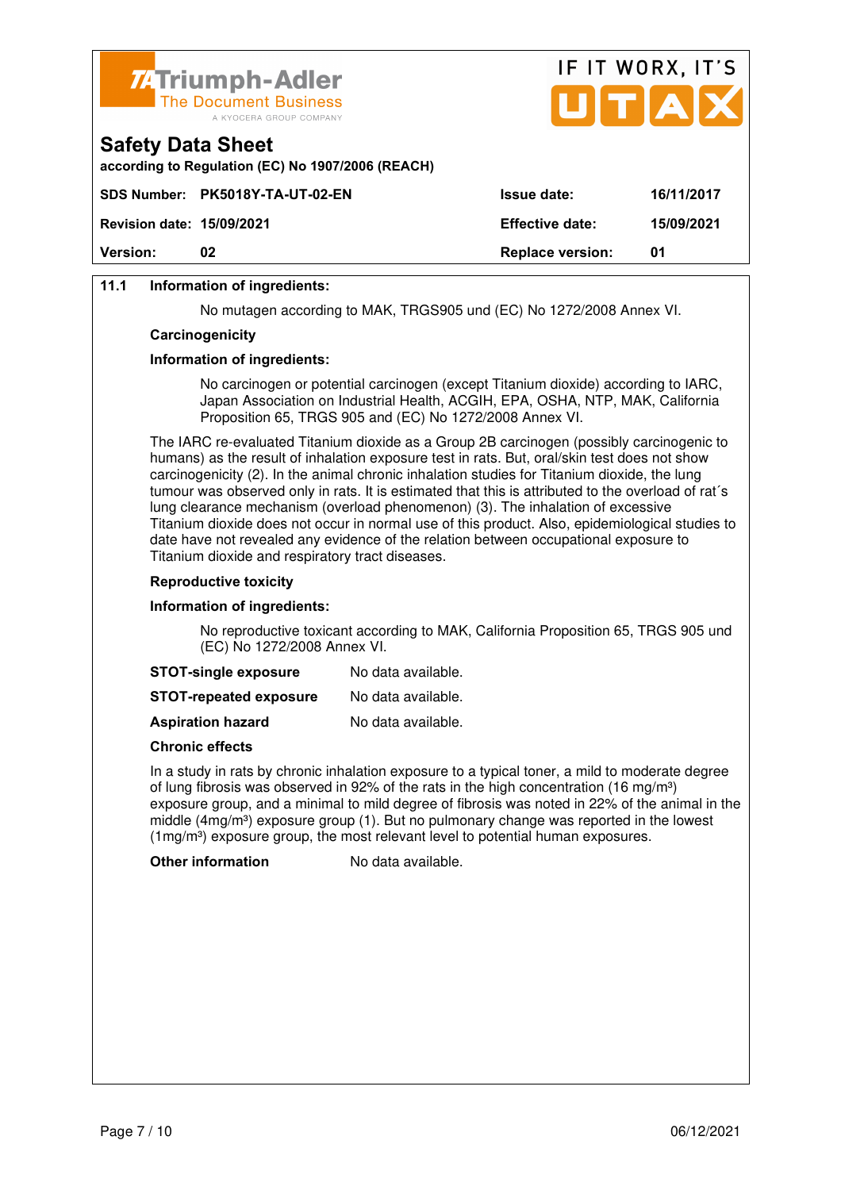### 11.1 Information of ingredients:

No mutagen according to MAK, TRGS905 und (EC) No 1272/2008 Annex VI.

**Carcinogenicity**

**Information of ingredients:**

No carcinogen or potential carcinogen (except Titanium dioxide) according to IARC, Japan Association on Industrial Health, ACGIH, EPA, OSHA, NTP, MAK, California Proposition 65, TRGS 905 and (EC) No 1272/2008 Annex VI.

The IARC re-evaluated Titanium dioxide as a Group 2B carcinogen (possibly carcinogenic to humans) as the result of inhalation exposure test in rats. But, oral/skin test does not show carcinogenicity (2). In the animal chronic inhalation studies for Titanium dioxide, the lung tumour was observed only in rats. It is estimated that this is attributed to the overload of rat´s lung clearance mechanism (overload phenomenon) (3). The inhalation of excessive Titanium dioxide does not occur in normal use of this product. Also, epidemiological studies to date have not revealed any evidence of the relation between occupational exposure to Titanium dioxide and respiratory tract diseases.

**Reproductive toxicity**

**Information of ingredients:**

No reproductive toxicant according to MAK, California Proposition 65, TRGS 905 und (EC) No 1272/2008 Annex VI.

**STOT-single exposure** No data available.

**STOT-repeated exposure** No data available.

**Aspiration hazard** No data available.

**Chronic effects**

In a study in rats by chronic inhalation exposure to a typical toner, a mild to moderate degree of lung fibrosis was observed in 92% of the rats in the high concentration (16 mg/m³) exposure group, and a minimal to mild degree of fibrosis was noted in 22% of the animal in the middle (4mg/m³) exposure group (1). But no pulmonary change was reported in the lowest (1mg/m³) exposure group, the most relevant level to potential human exposures.

**Other information** No data available.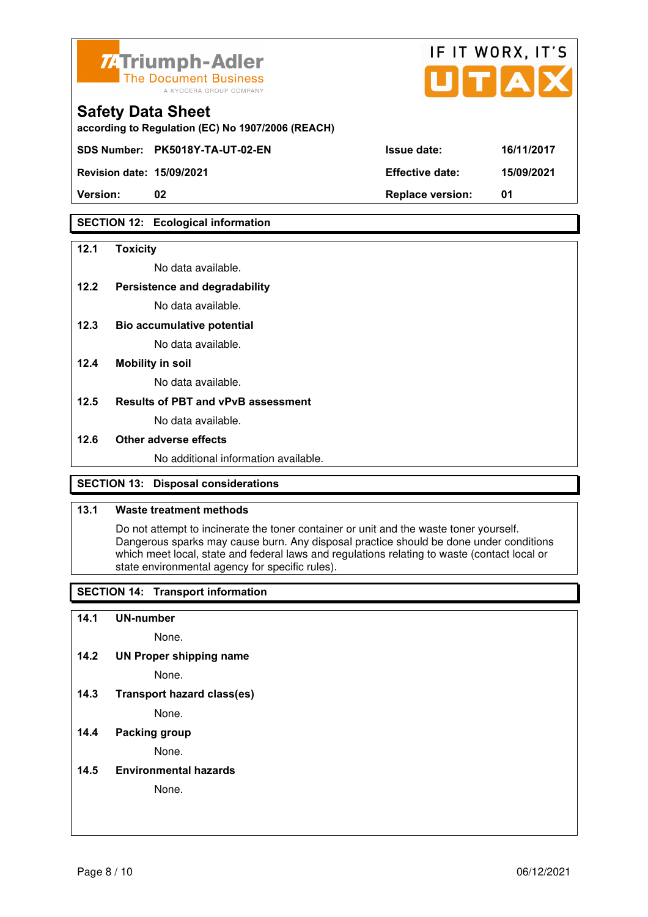## SECTION 12: Ecological information

**12.1 Toxicity**

No data available.

**12.2 Persistence and degradability**

No data available.

**12.3 Bio accumulative potential**

No data available.

**12.4 Mobility in soil**

No data available.

**12.5 Results of PBT and vPvB assessment**

No data available.

**12.6 Other adverse effects**

No additional information available.

## SECTION 13: Disposal considerations

**13.1 Waste treatment methods**

Do not attempt to incinerate the toner container or unit and the waste toner yourself. Dangerous sparks may cause burn. Any disposal practice should be done under conditions which meet local, state and federal laws and regulations relating to waste (contact local or state environmental agency for specific rules).

## SECTION 14: Transport information

**14.1 UN-number**

None.

**14.2 UN Proper shipping name**

None.

**14.3 Transport hazard class(es)**

None.

**14.4 Packing group**

None.

**14.5 Environmental hazards**

None.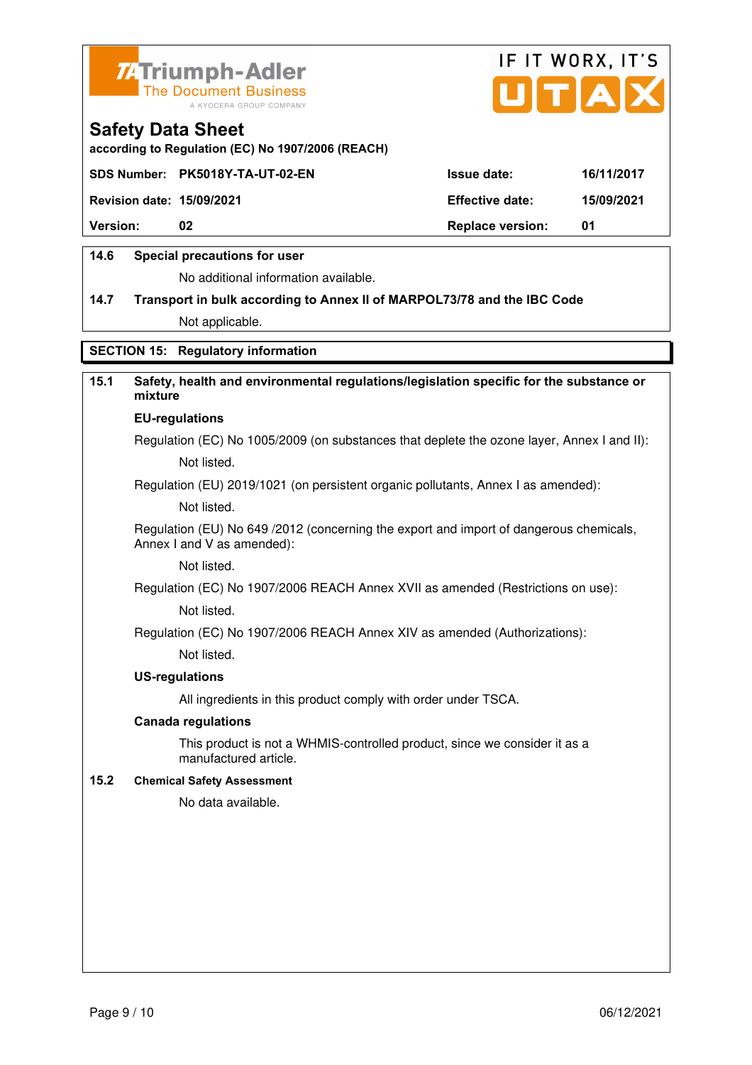Safety Data Sheet
according to Regulation (EC) No 1907/2006 (REACH)

| SDS Number: | PK5018Y-TA-UT-02-EN | Issue date: | 16/11/2017 |
|---|---|---|---|
| Revision date: | 15/09/2021 | Effective date: | 15/09/2021 |
| Version: | 02 | Replace version: | 01 |

**14.6 Special precautions for user**

No additional information available.

**14.7 Transport in bulk according to Annex II of MARPOL73/78 and the IBC Code**

Not applicable.

## SECTION 15: Regulatory information

**15.1 Safety, health and environmental regulations/legislation specific for the substance or mixture**

**EU-regulations**

Regulation (EC) No 1005/2009 (on substances that deplete the ozone layer, Annex I and II):

Not listed.

Regulation (EU) 2019/1021 (on persistent organic pollutants, Annex I as amended):

Not listed.

Regulation (EU) No 649 /2012 (concerning the export and import of dangerous chemicals, Annex I and V as amended):

Not listed.

Regulation (EC) No 1907/2006 REACH Annex XVII as amended (Restrictions on use):

Not listed.

Regulation (EC) No 1907/2006 REACH Annex XIV as amended (Authorizations):

Not listed.

**US-regulations**

All ingredients in this product comply with order under TSCA.

**Canada regulations**

This product is not a WHMIS-controlled product, since we consider it as a manufactured article.

**15.2 Chemical Safety Assessment**

No data available.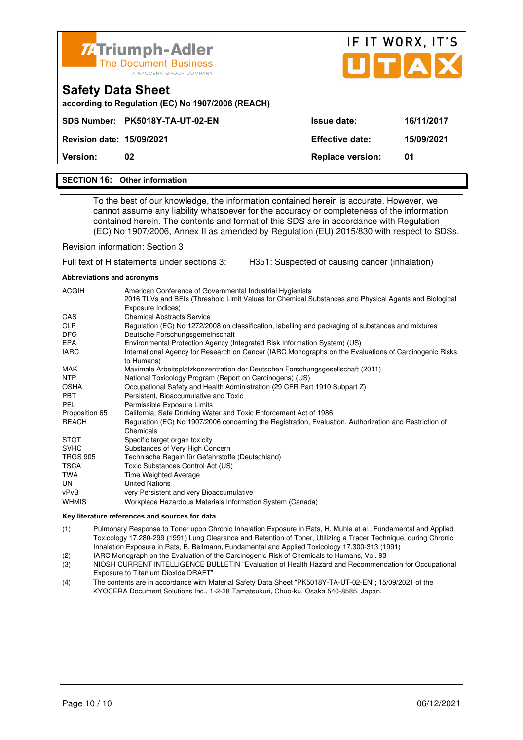**Triumph-Adler** The Document Business A KYOCERA GROUP COMPANY

IF IT WORX, IT'S UTAX

# Safety Data Sheet

**according to Regulation (EC) No 1907/2006 (REACH)**

| | | | |
|---|---|---|---|
| **SDS Number:** | **PK5018Y-TA-UT-02-EN** | **Issue date:** | **16/11/2017** |
| **Revision date:** | **15/09/2021** | **Effective date:** | **15/09/2021** |
| **Version:** | **02** | **Replace version:** | **01** |

## SECTION 16: Other information

To the best of our knowledge, the information contained herein is accurate. However, we cannot assume any liability whatsoever for the accuracy or completeness of the information contained herein. The contents and format of this SDS are in accordance with Regulation (EC) No 1907/2006, Annex II as amended by Regulation (EU) 2015/830 with respect to SDSs.

Revision information: Section 3

Full text of H statements under sections 3: H351: Suspected of causing cancer (inhalation)

### Abbreviations and acronyms

| | |
|---|---|
| ACGIH | American Conference of Governmental Industrial Hygienists 2016 TLVs and BEIs (Threshold Limit Values for Chemical Substances and Physical Agents and Biological Exposure Indices) |
| CAS | Chemical Abstracts Service |
| CLP | Regulation (EC) No 1272/2008 on classification, labelling and packaging of substances and mixtures |
| DFG | Deutsche Forschungsgemeinschaft |
| EPA | Environmental Protection Agency (Integrated Risk Information System) (US) |
| IARC | International Agency for Research on Cancer (IARC Monographs on the Evaluations of Carcinogenic Risks to Humans) |
| MAK | Maximale Arbeitsplatzkonzentration der Deutschen Forschungsgesellschaft (2011) |
| NTP | National Toxicology Program (Report on Carcinogens) (US) |
| OSHA | Occupational Safety and Health Administration (29 CFR Part 1910 Subpart Z) |
| PBT | Persistent, Bioaccumulative and Toxic |
| PEL | Permissible Exposure Limits |
| Proposition 65 | California, Safe Drinking Water and Toxic Enforcement Act of 1986 |
| REACH | Regulation (EC) No 1907/2006 concerning the Registration, Evaluation, Authorization and Restriction of Chemicals |
| STOT | Specific target organ toxicity |
| SVHC | Substances of Very High Concern |
| TRGS 905 | Technische Regeln für Gefahrstoffe (Deutschland) |
| TSCA | Toxic Substances Control Act (US) |
| TWA | Time Weighted Average |
| UN | United Nations |
| vPvB | very Persistent and very Bioaccumulative |
| WHMIS | Workplace Hazardous Materials Information System (Canada) |

### Key literature references and sources for data

(1) Pulmonary Response to Toner upon Chronic Inhalation Exposure in Rats, H. Muhle et al., Fundamental and Applied Toxicology 17.280-299 (1991) Lung Clearance and Retention of Toner, Utilizing a Tracer Technique, during Chronic Inhalation Exposure in Rats, B. Bellmann, Fundamental and Applied Toxicology 17.300-313 (1991)

(2) IARC Monograph on the Evaluation of the Carcinogenic Risk of Chemicals to Humans, Vol. 93

(3) NIOSH CURRENT INTELLIGENCE BULLETIN "Evaluation of Health Hazard and Recommendation for Occupational Exposure to Titanium Dioxide DRAFT"

(4) The contents are in accordance with Material Safety Data Sheet "PK5018Y-TA-UT-02-EN"; 15/09/2021 of the KYOCERA Document Solutions Inc., 1-2-28 Tamatsukuri, Chuo-ku, Osaka 540-8585, Japan.

06/12/2021